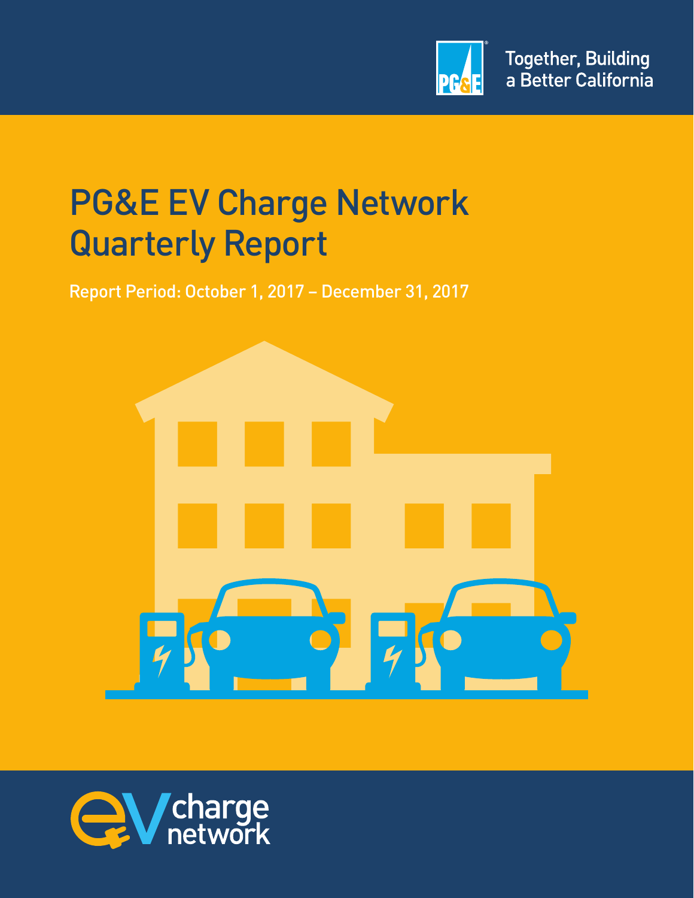Together, Building a Better California

# PG&E EV Charge Network Quarterly Report

Report Period: October 1, 2017 – December 31, 2017

eV charge network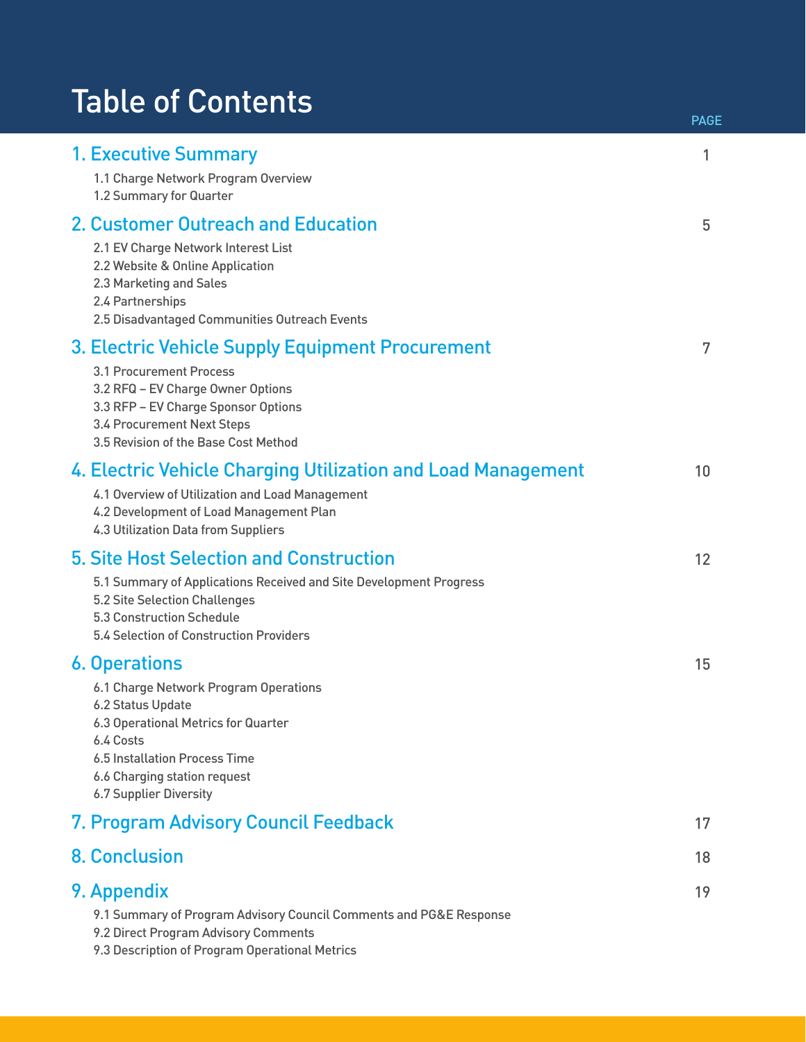# Table of Contents

| | PAGE |
|---|---|
| **1. Executive Summary** | 1 |
| 1.1 Charge Network Program Overview | |
| 1.2 Summary for Quarter | |
| **2. Customer Outreach and Education** | 5 |
| 2.1 EV Charge Network Interest List | |
| 2.2 Website & Online Application | |
| 2.3 Marketing and Sales | |
| 2.4 Partnerships | |
| 2.5 Disadvantaged Communities Outreach Events | |
| **3. Electric Vehicle Supply Equipment Procurement** | 7 |
| 3.1 Procurement Process | |
| 3.2 RFQ – EV Charge Owner Options | |
| 3.3 RFP – EV Charge Sponsor Options | |
| 3.4 Procurement Next Steps | |
| 3.5 Revision of the Base Cost Method | |
| **4. Electric Vehicle Charging Utilization and Load Management** | 10 |
| 4.1 Overview of Utilization and Load Management | |
| 4.2 Development of Load Management Plan | |
| 4.3 Utilization Data from Suppliers | |
| **5. Site Host Selection and Construction** | 12 |
| 5.1 Summary of Applications Received and Site Development Progress | |
| 5.2 Site Selection Challenges | |
| 5.3 Construction Schedule | |
| 5.4 Selection of Construction Providers | |
| **6. Operations** | 15 |
| 6.1 Charge Network Program Operations | |
| 6.2 Status Update | |
| 6.3 Operational Metrics for Quarter | |
| 6.4 Costs | |
| 6.5 Installation Process Time | |
| 6.6 Charging station request | |
| 6.7 Supplier Diversity | |
| **7. Program Advisory Council Feedback** | 17 |
| **8. Conclusion** | 18 |
| **9. Appendix** | 19 |
| 9.1 Summary of Program Advisory Council Comments and PG&E Response | |
| 9.2 Direct Program Advisory Comments | |
| 9.3 Description of Program Operational Metrics | |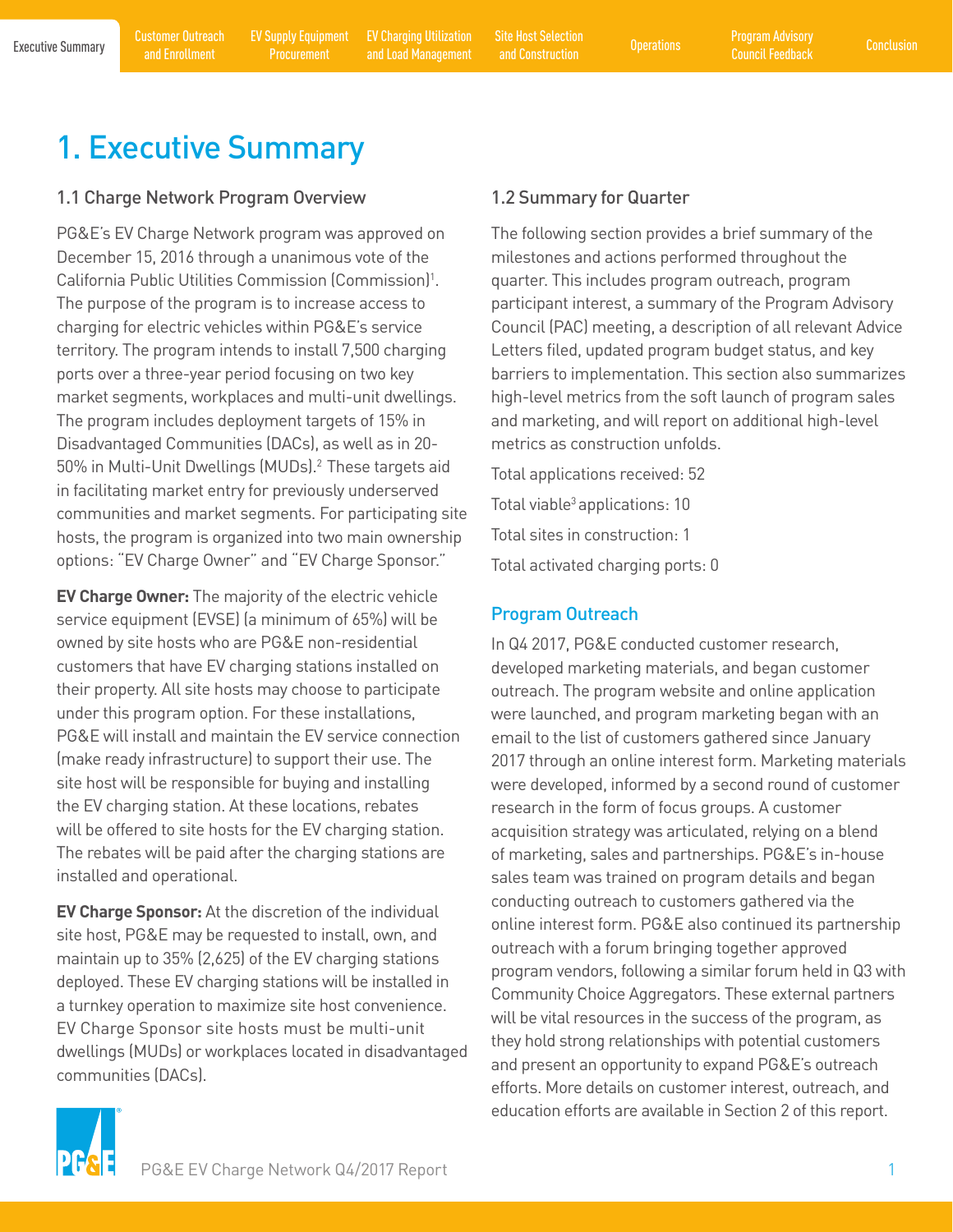# 1. Executive Summary

## 1.1 Charge Network Program Overview

PG&E's EV Charge Network program was approved on December 15, 2016 through a unanimous vote of the California Public Utilities Commission (Commission)[1]. The purpose of the program is to increase access to charging for electric vehicles within PG&E's service territory. The program intends to install 7,500 charging ports over a three-year period focusing on two key market segments, workplaces and multi-unit dwellings. The program includes deployment targets of 15% in Disadvantaged Communities (DACs), as well as in 20-50% in Multi-Unit Dwellings (MUDs).[2] These targets aid in facilitating market entry for previously underserved communities and market segments. For participating site hosts, the program is organized into two main ownership options: "EV Charge Owner" and "EV Charge Sponsor."

**EV Charge Owner:** The majority of the electric vehicle service equipment (EVSE) (a minimum of 65%) will be owned by site hosts who are PG&E non-residential customers that have EV charging stations installed on their property. All site hosts may choose to participate under this program option. For these installations, PG&E will install and maintain the EV service connection (make ready infrastructure) to support their use. The site host will be responsible for buying and installing the EV charging station. At these locations, rebates will be offered to site hosts for the EV charging station. The rebates will be paid after the charging stations are installed and operational.

**EV Charge Sponsor:** At the discretion of the individual site host, PG&E may be requested to install, own, and maintain up to 35% (2,625) of the EV charging stations deployed. These EV charging stations will be installed in a turnkey operation to maximize site host convenience. EV Charge Sponsor site hosts must be multi-unit dwellings (MUDs) or workplaces located in disadvantaged communities (DACs).

## 1.2 Summary for Quarter

The following section provides a brief summary of the milestones and actions performed throughout the quarter. This includes program outreach, program participant interest, a summary of the Program Advisory Council (PAC) meeting, a description of all relevant Advice Letters filed, updated program budget status, and key barriers to implementation. This section also summarizes high-level metrics from the soft launch of program sales and marketing, and will report on additional high-level metrics as construction unfolds.

Total applications received: 52

Total viable[3] applications: 10

Total sites in construction: 1

Total activated charging ports: 0

### Program Outreach

In Q4 2017, PG&E conducted customer research, developed marketing materials, and began customer outreach. The program website and online application were launched, and program marketing began with an email to the list of customers gathered since January 2017 through an online interest form. Marketing materials were developed, informed by a second round of customer research in the form of focus groups. A customer acquisition strategy was articulated, relying on a blend of marketing, sales and partnerships. PG&E's in-house sales team was trained on program details and began conducting outreach to customers gathered via the online interest form. PG&E also continued its partnership outreach with a forum bringing together approved program vendors, following a similar forum held in Q3 with Community Choice Aggregators. These external partners will be vital resources in the success of the program, as they hold strong relationships with potential customers and present an opportunity to expand PG&E's outreach efforts. More details on customer interest, outreach, and education efforts are available in Section 2 of this report.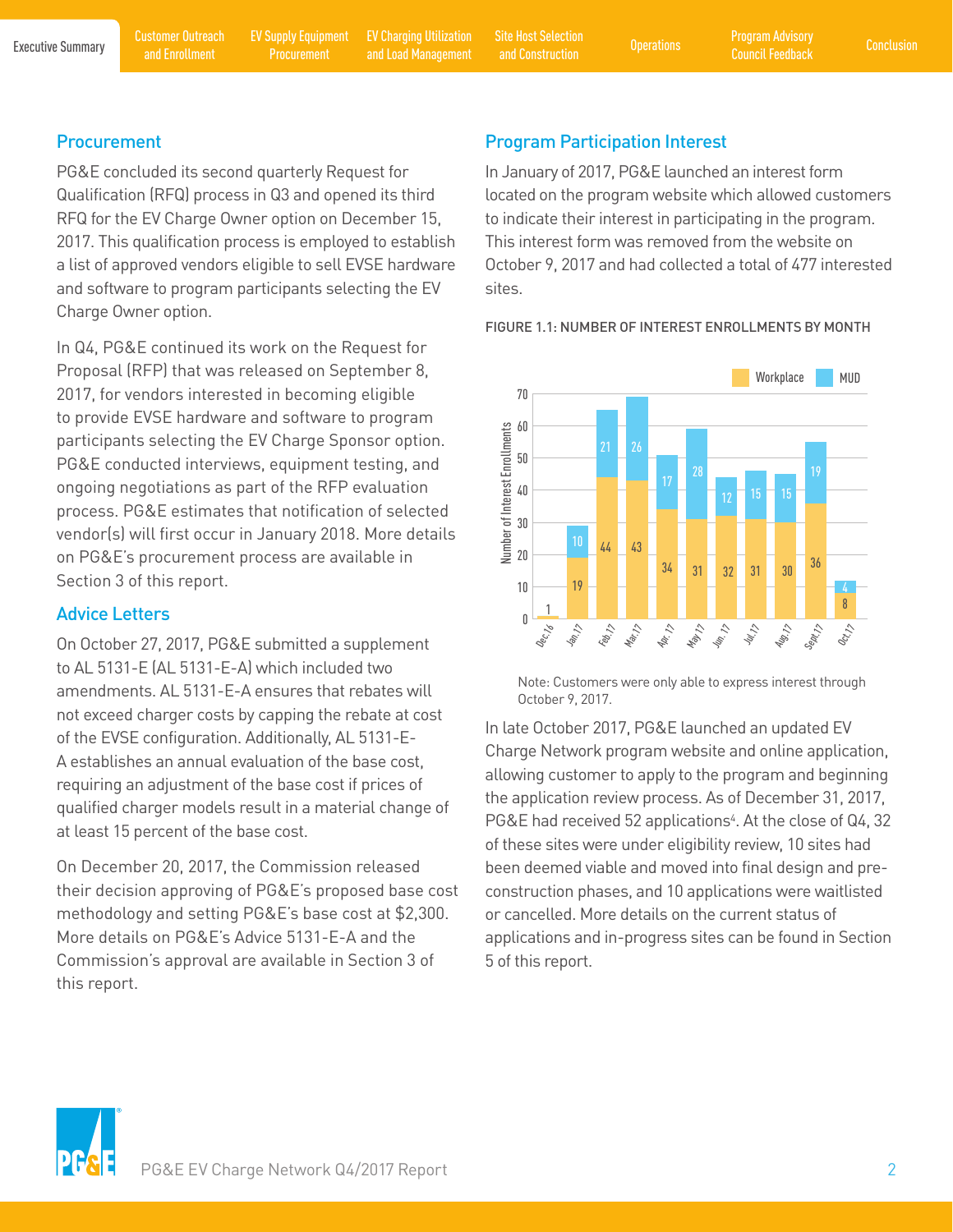## Procurement

PG&E concluded its second quarterly Request for Qualification (RFQ) process in Q3 and opened its third RFQ for the EV Charge Owner option on December 15, 2017. This qualification process is employed to establish a list of approved vendors eligible to sell EVSE hardware and software to program participants selecting the EV Charge Owner option.

In Q4, PG&E continued its work on the Request for Proposal (RFP) that was released on September 8, 2017, for vendors interested in becoming eligible to provide EVSE hardware and software to program participants selecting the EV Charge Sponsor option. PG&E conducted interviews, equipment testing, and ongoing negotiations as part of the RFP evaluation process. PG&E estimates that notification of selected vendor(s) will first occur in January 2018. More details on PG&E's procurement process are available in Section 3 of this report.

## Advice Letters

On October 27, 2017, PG&E submitted a supplement to AL 5131-E (AL 5131-E-A) which included two amendments. AL 5131-E-A ensures that rebates will not exceed charger costs by capping the rebate at cost of the EVSE configuration. Additionally, AL 5131-E-A establishes an annual evaluation of the base cost, requiring an adjustment of the base cost if prices of qualified charger models result in a material change of at least 15 percent of the base cost.

On December 20, 2017, the Commission released their decision approving of PG&E's proposed base cost methodology and setting PG&E's base cost at $2,300. More details on PG&E's Advice 5131-E-A and the Commission's approval are available in Section 3 of this report.

## Program Participation Interest

In January of 2017, PG&E launched an interest form located on the program website which allowed customers to indicate their interest in participating in the program. This interest form was removed from the website on October 9, 2017 and had collected a total of 477 interested sites.

FIGURE 1.1: NUMBER OF INTEREST ENROLLMENTS BY MONTH

| Month | Workplace | MUD |
|---|---|---|
| Dec.16 | 1 | |
| Jan.17 | 19 | 10 |
| Feb.17 | 44 | 21 |
| Mar.17 | 43 | 26 |
| Apr.17 | 34 | 17 |
| May 17 | 31 | 28 |
| Jun.17 | 32 | 12 |
| Jul.17 | 31 | 15 |
| Aug.17 | 30 | 15 |
| Sept.17 | 36 | 19 |
| Oct.17 | 8 | 4 |

Note: Customers were only able to express interest through October 9, 2017.

In late October 2017, PG&E launched an updated EV Charge Network program website and online application, allowing customer to apply to the program and beginning the application review process. As of December 31, 2017, PG&E had received 52 applications[4]. At the close of Q4, 32 of these sites were under eligibility review, 10 sites had been deemed viable and moved into final design and pre-construction phases, and 10 applications were waitlisted or cancelled. More details on the current status of applications and in-progress sites can be found in Section 5 of this report.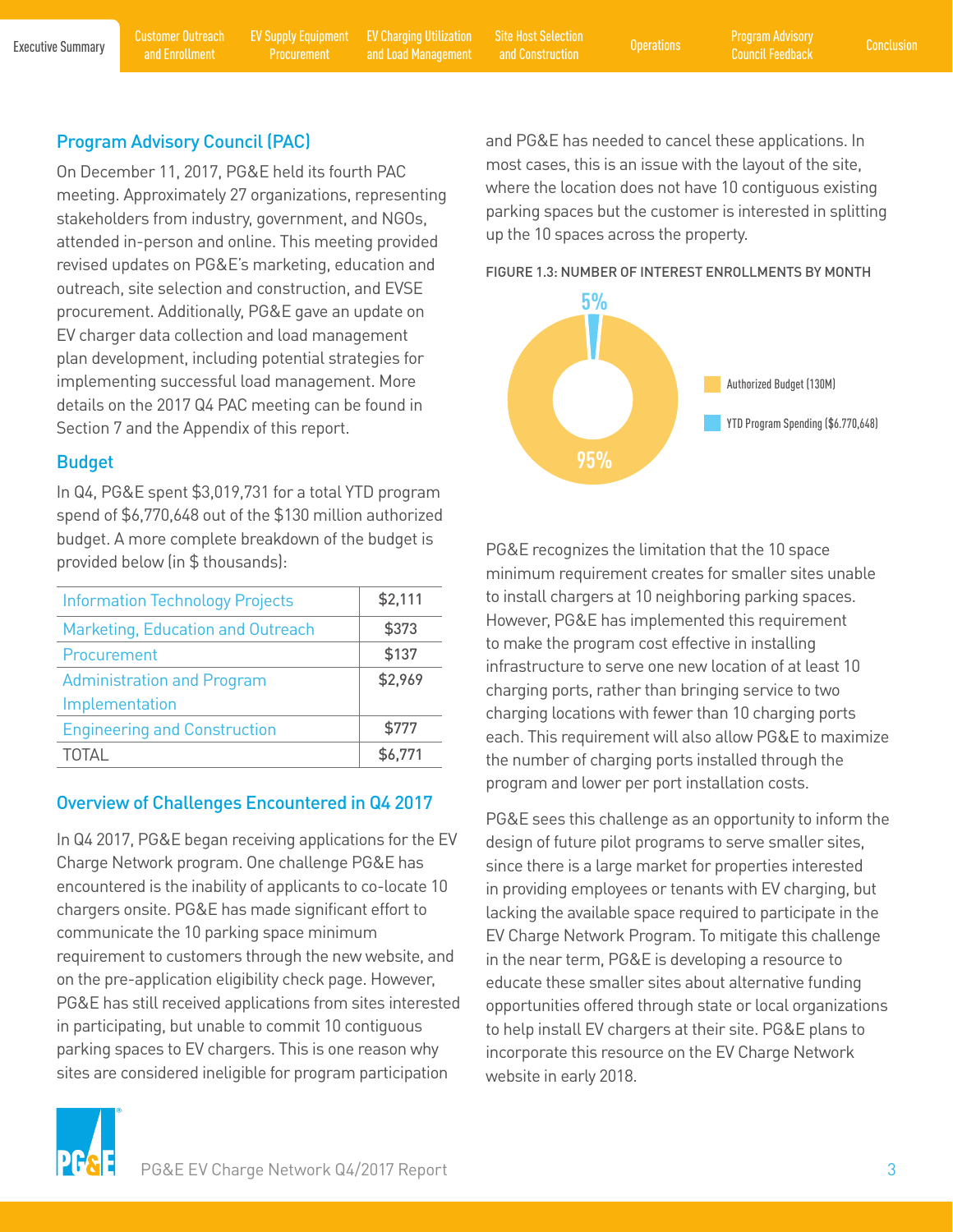## Program Advisory Council (PAC)

On December 11, 2017, PG&E held its fourth PAC meeting. Approximately 27 organizations, representing stakeholders from industry, government, and NGOs, attended in-person and online. This meeting provided revised updates on PG&E's marketing, education and outreach, site selection and construction, and EVSE procurement. Additionally, PG&E gave an update on EV charger data collection and load management plan development, including potential strategies for implementing successful load management. More details on the 2017 Q4 PAC meeting can be found in Section 7 and the Appendix of this report.

## Budget

In Q4, PG&E spent $3,019,731 for a total YTD program spend of $6,770,648 out of the $130 million authorized budget. A more complete breakdown of the budget is provided below (in $ thousands):

| | |
|---|---|
| Information Technology Projects | $2,111 |
| Marketing, Education and Outreach | $373 |
| Procurement | $137 |
| Administration and Program Implementation | $2,969 |
| Engineering and Construction | $777 |
| TOTAL | $6,771 |

## Overview of Challenges Encountered in Q4 2017

In Q4 2017, PG&E began receiving applications for the EV Charge Network program. One challenge PG&E has encountered is the inability of applicants to co-locate 10 chargers onsite. PG&E has made significant effort to communicate the 10 parking space minimum requirement to customers through the new website, and on the pre-application eligibility check page. However, PG&E has still received applications from sites interested in participating, but unable to commit 10 contiguous parking spaces to EV chargers. This is one reason why sites are considered ineligible for program participation and PG&E has needed to cancel these applications. In most cases, this is an issue with the layout of the site, where the location does not have 10 contiguous existing parking spaces but the customer is interested in splitting up the 10 spaces across the property.

FIGURE 1.3: NUMBER OF INTEREST ENROLLMENTS BY MONTH

| | |
|---|---|
| Authorized Budget (130M) | 95% |
| YTD Program Spending ($6.770,648) | 5% |

PG&E recognizes the limitation that the 10 space minimum requirement creates for smaller sites unable to install chargers at 10 neighboring parking spaces. However, PG&E has implemented this requirement to make the program cost effective in installing infrastructure to serve one new location of at least 10 charging ports, rather than bringing service to two charging locations with fewer than 10 charging ports each. This requirement will also allow PG&E to maximize the number of charging ports installed through the program and lower per port installation costs.

PG&E sees this challenge as an opportunity to inform the design of future pilot programs to serve smaller sites, since there is a large market for properties interested in providing employees or tenants with EV charging, but lacking the available space required to participate in the EV Charge Network Program. To mitigate this challenge in the near term, PG&E is developing a resource to educate these smaller sites about alternative funding opportunities offered through state or local organizations to help install EV chargers at their site. PG&E plans to incorporate this resource on the EV Charge Network website in early 2018.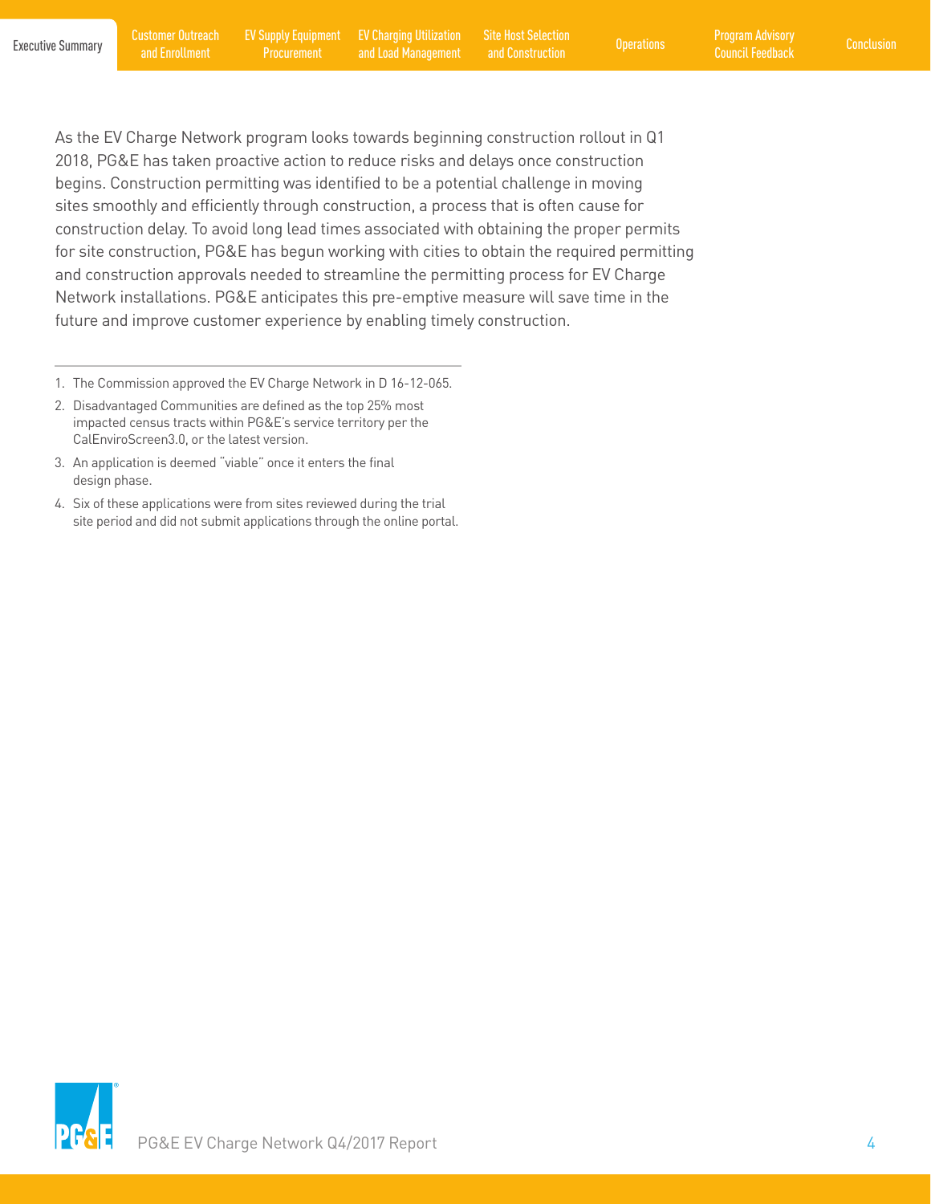As the EV Charge Network program looks towards beginning construction rollout in Q1 2018, PG&E has taken proactive action to reduce risks and delays once construction begins. Construction permitting was identified to be a potential challenge in moving sites smoothly and efficiently through construction, a process that is often cause for construction delay. To avoid long lead times associated with obtaining the proper permits for site construction, PG&E has begun working with cities to obtain the required permitting and construction approvals needed to streamline the permitting process for EV Charge Network installations. PG&E anticipates this pre-emptive measure will save time in the future and improve customer experience by enabling timely construction.

---

1. The Commission approved the EV Charge Network in D 16-12-065.
2. Disadvantaged Communities are defined as the top 25% most impacted census tracts within PG&E's service territory per the CalEnviroScreen3.0, or the latest version.
3. An application is deemed "viable" once it enters the final design phase.
4. Six of these applications were from sites reviewed during the trial site period and did not submit applications through the online portal.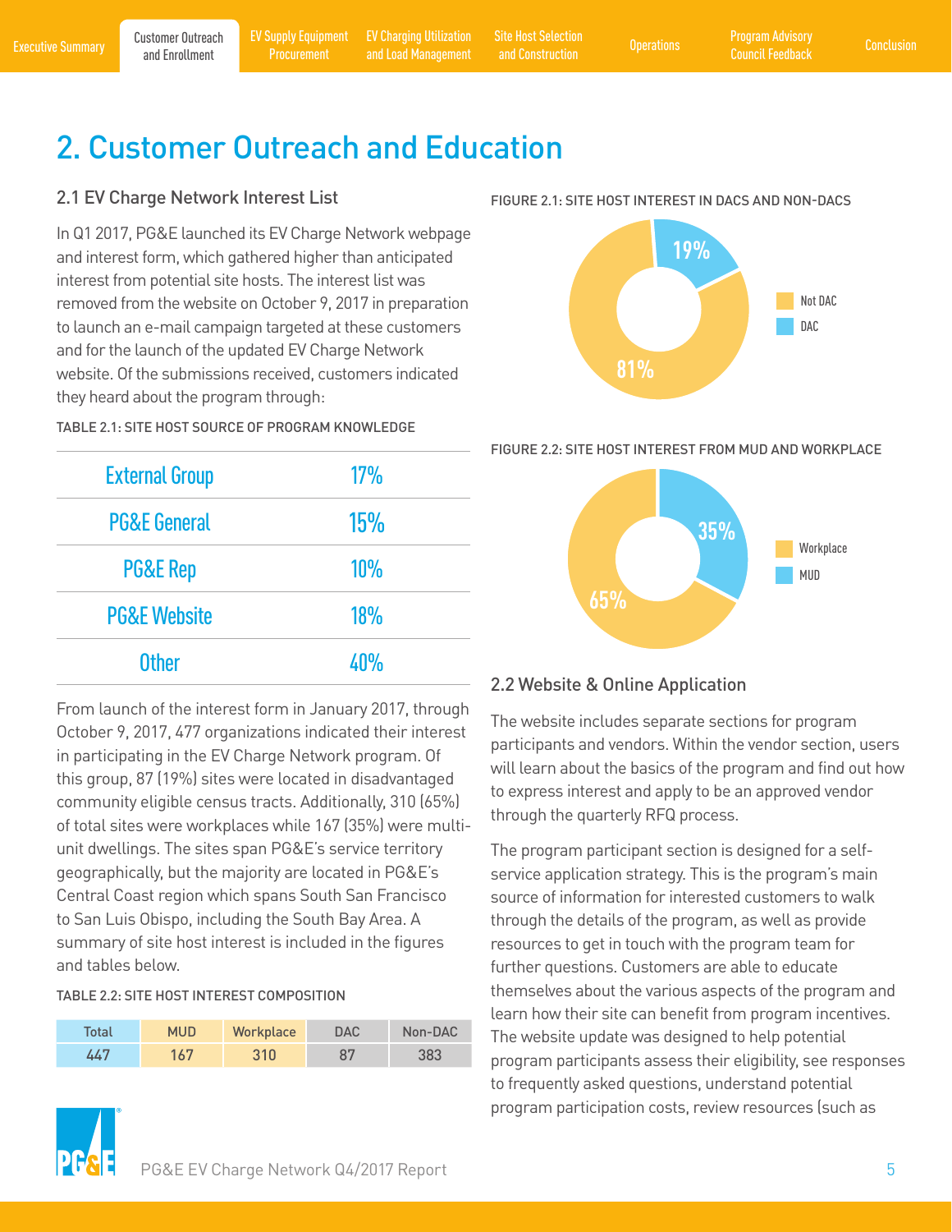# 2. Customer Outreach and Education

## 2.1 EV Charge Network Interest List

In Q1 2017, PG&E launched its EV Charge Network webpage and interest form, which gathered higher than anticipated interest from potential site hosts. The interest list was removed from the website on October 9, 2017 in preparation to launch an e-mail campaign targeted at these customers and for the launch of the updated EV Charge Network website. Of the submissions received, customers indicated they heard about the program through:

TABLE 2.1: SITE HOST SOURCE OF PROGRAM KNOWLEDGE

| | |
|---|---|
| External Group | 17% |
| PG&E General | 15% |
| PG&E Rep | 10% |
| PG&E Website | 18% |
| Other | 40% |

From launch of the interest form in January 2017, through October 9, 2017, 477 organizations indicated their interest in participating in the EV Charge Network program. Of this group, 87 (19%) sites were located in disadvantaged community eligible census tracts. Additionally, 310 (65%) of total sites were workplaces while 167 (35%) were multi-unit dwellings. The sites span PG&E's service territory geographically, but the majority are located in PG&E's Central Coast region which spans South San Francisco to San Luis Obispo, including the South Bay Area. A summary of site host interest is included in the figures and tables below.

TABLE 2.2: SITE HOST INTEREST COMPOSITION

| Total | MUD | Workplace | DAC | Non-DAC |
|---|---|---|---|---|
| 447 | 167 | 310 | 87 | 383 |

FIGURE 2.1: SITE HOST INTEREST IN DACS AND NON-DACS

| | |
|---|---|
| Not DAC | 81% |
| DAC | 19% |

FIGURE 2.2: SITE HOST INTEREST FROM MUD AND WORKPLACE

| | |
|---|---|
| Workplace | 65% |
| MUD | 35% |

## 2.2 Website & Online Application

The website includes separate sections for program participants and vendors. Within the vendor section, users will learn about the basics of the program and find out how to express interest and apply to be an approved vendor through the quarterly RFQ process.

The program participant section is designed for a self-service application strategy. This is the program's main source of information for interested customers to walk through the details of the program, as well as provide resources to get in touch with the program team for further questions. Customers are able to educate themselves about the various aspects of the program and learn how their site can benefit from program incentives. The website update was designed to help potential program participants assess their eligibility, see responses to frequently asked questions, understand potential program participation costs, review resources (such as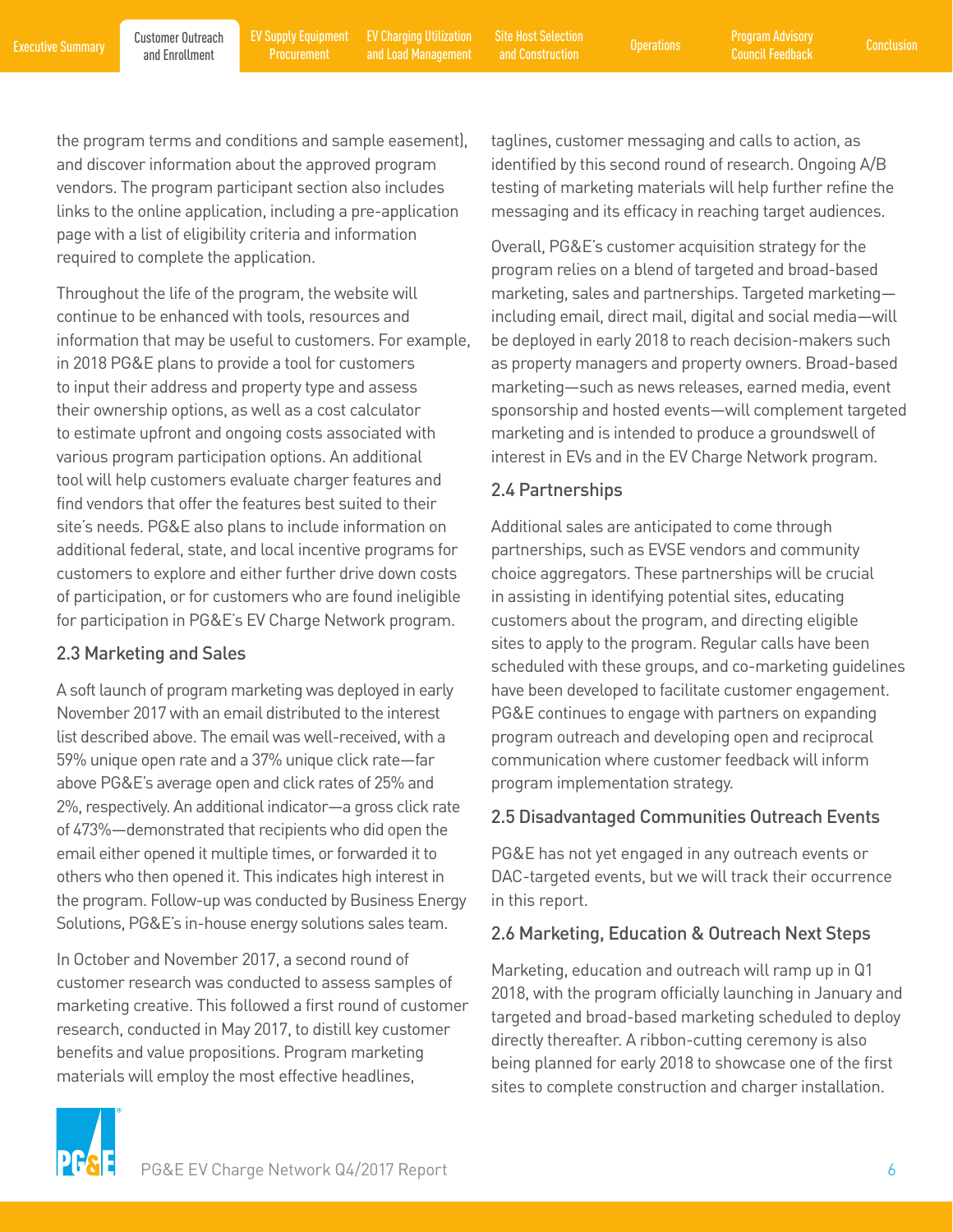the program terms and conditions and sample easement), and discover information about the approved program vendors. The program participant section also includes links to the online application, including a pre-application page with a list of eligibility criteria and information required to complete the application.

Throughout the life of the program, the website will continue to be enhanced with tools, resources and information that may be useful to customers. For example, in 2018 PG&E plans to provide a tool for customers to input their address and property type and assess their ownership options, as well as a cost calculator to estimate upfront and ongoing costs associated with various program participation options. An additional tool will help customers evaluate charger features and find vendors that offer the features best suited to their site's needs. PG&E also plans to include information on additional federal, state, and local incentive programs for customers to explore and either further drive down costs of participation, or for customers who are found ineligible for participation in PG&E's EV Charge Network program.

### 2.3 Marketing and Sales

A soft launch of program marketing was deployed in early November 2017 with an email distributed to the interest list described above. The email was well-received, with a 59% unique open rate and a 37% unique click rate—far above PG&E's average open and click rates of 25% and 2%, respectively. An additional indicator—a gross click rate of 473%—demonstrated that recipients who did open the email either opened it multiple times, or forwarded it to others who then opened it. This indicates high interest in the program. Follow-up was conducted by Business Energy Solutions, PG&E's in-house energy solutions sales team.

In October and November 2017, a second round of customer research was conducted to assess samples of marketing creative. This followed a first round of customer research, conducted in May 2017, to distill key customer benefits and value propositions. Program marketing materials will employ the most effective headlines, taglines, customer messaging and calls to action, as identified by this second round of research. Ongoing A/B testing of marketing materials will help further refine the messaging and its efficacy in reaching target audiences.

Overall, PG&E's customer acquisition strategy for the program relies on a blend of targeted and broad-based marketing, sales and partnerships. Targeted marketing—including email, direct mail, digital and social media—will be deployed in early 2018 to reach decision-makers such as property managers and property owners. Broad-based marketing—such as news releases, earned media, event sponsorship and hosted events—will complement targeted marketing and is intended to produce a groundswell of interest in EVs and in the EV Charge Network program.

### 2.4 Partnerships

Additional sales are anticipated to come through partnerships, such as EVSE vendors and community choice aggregators. These partnerships will be crucial in assisting in identifying potential sites, educating customers about the program, and directing eligible sites to apply to the program. Regular calls have been scheduled with these groups, and co-marketing guidelines have been developed to facilitate customer engagement. PG&E continues to engage with partners on expanding program outreach and developing open and reciprocal communication where customer feedback will inform program implementation strategy.

### 2.5 Disadvantaged Communities Outreach Events

PG&E has not yet engaged in any outreach events or DAC-targeted events, but we will track their occurrence in this report.

### 2.6 Marketing, Education & Outreach Next Steps

Marketing, education and outreach will ramp up in Q1 2018, with the program officially launching in January and targeted and broad-based marketing scheduled to deploy directly thereafter. A ribbon-cutting ceremony is also being planned for early 2018 to showcase one of the first sites to complete construction and charger installation.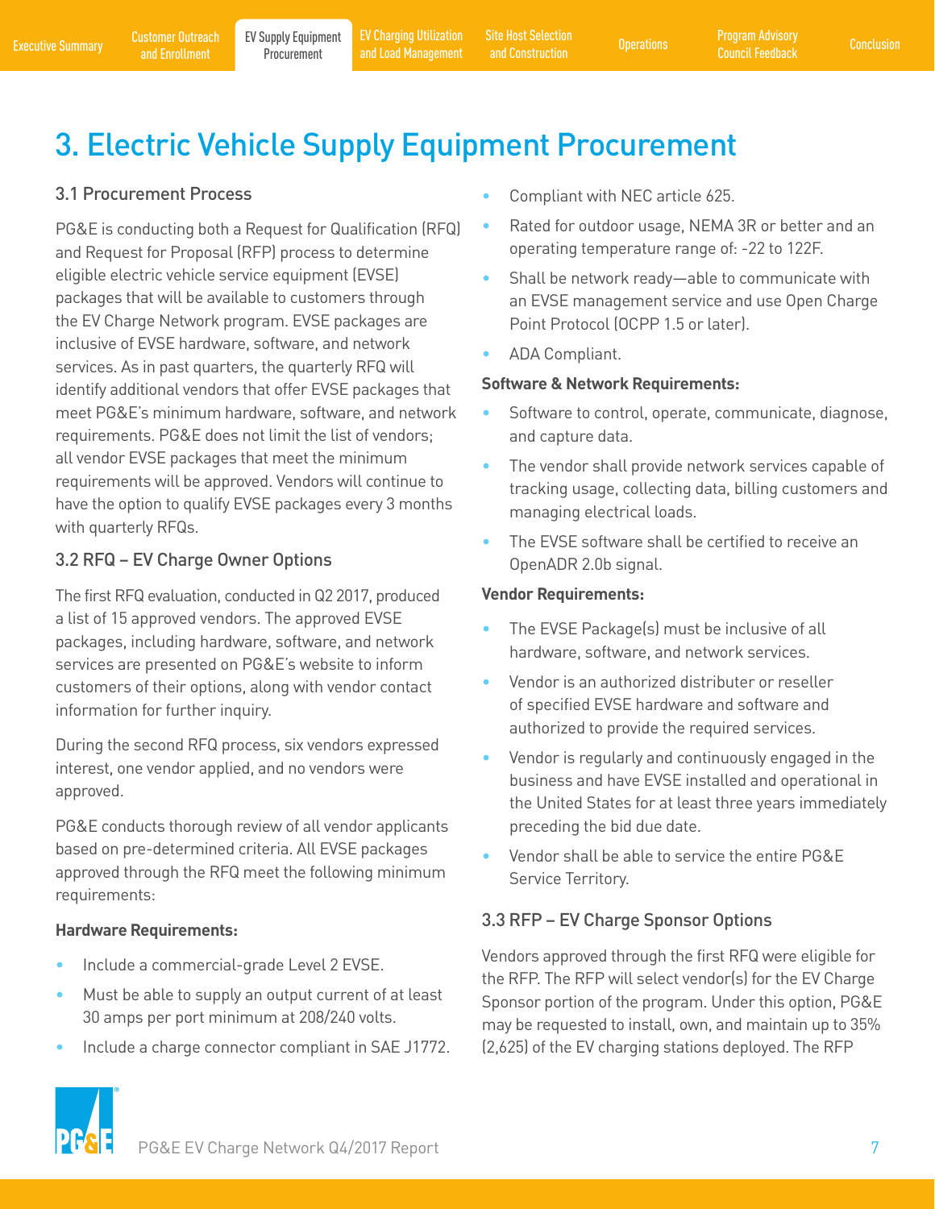# 3. Electric Vehicle Supply Equipment Procurement

## 3.1 Procurement Process

PG&E is conducting both a Request for Qualification (RFQ) and Request for Proposal (RFP) process to determine eligible electric vehicle service equipment (EVSE) packages that will be available to customers through the EV Charge Network program. EVSE packages are inclusive of EVSE hardware, software, and network services. As in past quarters, the quarterly RFQ will identify additional vendors that offer EVSE packages that meet PG&E's minimum hardware, software, and network requirements. PG&E does not limit the list of vendors; all vendor EVSE packages that meet the minimum requirements will be approved. Vendors will continue to have the option to qualify EVSE packages every 3 months with quarterly RFQs.

## 3.2 RFQ – EV Charge Owner Options

The first RFQ evaluation, conducted in Q2 2017, produced a list of 15 approved vendors. The approved EVSE packages, including hardware, software, and network services are presented on PG&E's website to inform customers of their options, along with vendor contact information for further inquiry.

During the second RFQ process, six vendors expressed interest, one vendor applied, and no vendors were approved.

PG&E conducts thorough review of all vendor applicants based on pre-determined criteria. All EVSE packages approved through the RFQ meet the following minimum requirements:

**Hardware Requirements:**

- Include a commercial-grade Level 2 EVSE.
- Must be able to supply an output current of at least 30 amps per port minimum at 208/240 volts.
- Include a charge connector compliant in SAE J1772.
- Compliant with NEC article 625.
- Rated for outdoor usage, NEMA 3R or better and an operating temperature range of: -22 to 122F.
- Shall be network ready—able to communicate with an EVSE management service and use Open Charge Point Protocol (OCPP 1.5 or later).
- ADA Compliant.

**Software & Network Requirements:**

- Software to control, operate, communicate, diagnose, and capture data.
- The vendor shall provide network services capable of tracking usage, collecting data, billing customers and managing electrical loads.
- The EVSE software shall be certified to receive an OpenADR 2.0b signal.

**Vendor Requirements:**

- The EVSE Package(s) must be inclusive of all hardware, software, and network services.
- Vendor is an authorized distributer or reseller of specified EVSE hardware and software and authorized to provide the required services.
- Vendor is regularly and continuously engaged in the business and have EVSE installed and operational in the United States for at least three years immediately preceding the bid due date.
- Vendor shall be able to service the entire PG&E Service Territory.

## 3.3 RFP – EV Charge Sponsor Options

Vendors approved through the first RFQ were eligible for the RFP. The RFP will select vendor(s) for the EV Charge Sponsor portion of the program. Under this option, PG&E may be requested to install, own, and maintain up to 35% (2,625) of the EV charging stations deployed. The RFP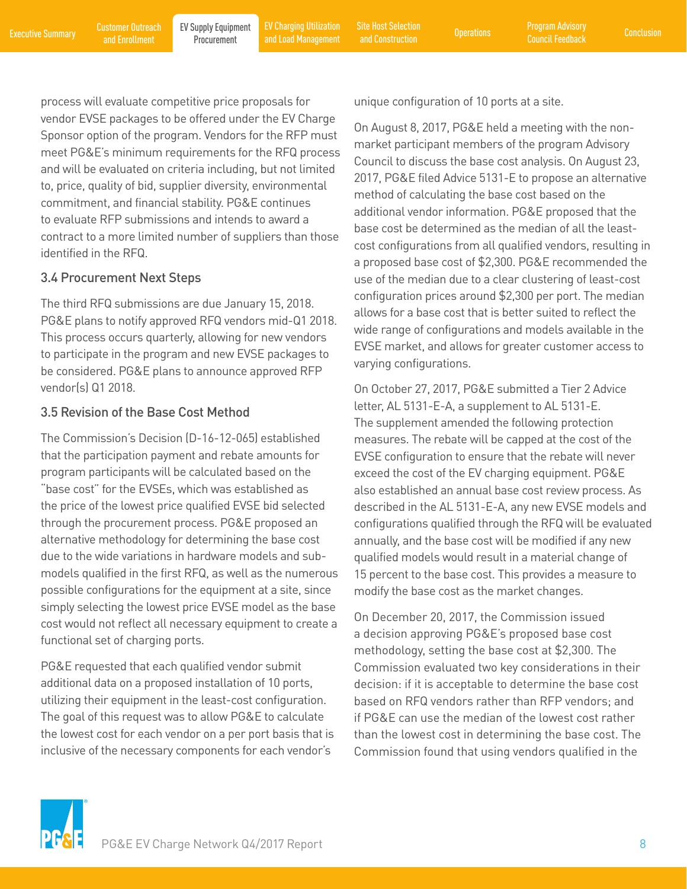process will evaluate competitive price proposals for vendor EVSE packages to be offered under the EV Charge Sponsor option of the program. Vendors for the RFP must meet PG&E's minimum requirements for the RFQ process and will be evaluated on criteria including, but not limited to, price, quality of bid, supplier diversity, environmental commitment, and financial stability. PG&E continues to evaluate RFP submissions and intends to award a contract to a more limited number of suppliers than those identified in the RFQ.

### 3.4 Procurement Next Steps

The third RFQ submissions are due January 15, 2018. PG&E plans to notify approved RFQ vendors mid-Q1 2018. This process occurs quarterly, allowing for new vendors to participate in the program and new EVSE packages to be considered. PG&E plans to announce approved RFP vendor(s) Q1 2018.

### 3.5 Revision of the Base Cost Method

The Commission's Decision (D-16-12-065) established that the participation payment and rebate amounts for program participants will be calculated based on the "base cost" for the EVSEs, which was established as the price of the lowest price qualified EVSE bid selected through the procurement process. PG&E proposed an alternative methodology for determining the base cost due to the wide variations in hardware models and sub-models qualified in the first RFQ, as well as the numerous possible configurations for the equipment at a site, since simply selecting the lowest price EVSE model as the base cost would not reflect all necessary equipment to create a functional set of charging ports.

PG&E requested that each qualified vendor submit additional data on a proposed installation of 10 ports, utilizing their equipment in the least-cost configuration. The goal of this request was to allow PG&E to calculate the lowest cost for each vendor on a per port basis that is inclusive of the necessary components for each vendor's unique configuration of 10 ports at a site.

On August 8, 2017, PG&E held a meeting with the non-market participant members of the program Advisory Council to discuss the base cost analysis. On August 23, 2017, PG&E filed Advice 5131-E to propose an alternative method of calculating the base cost based on the additional vendor information. PG&E proposed that the base cost be determined as the median of all the least-cost configurations from all qualified vendors, resulting in a proposed base cost of $2,300. PG&E recommended the use of the median due to a clear clustering of least-cost configuration prices around $2,300 per port. The median allows for a base cost that is better suited to reflect the wide range of configurations and models available in the EVSE market, and allows for greater customer access to varying configurations.

On October 27, 2017, PG&E submitted a Tier 2 Advice letter, AL 5131-E-A, a supplement to AL 5131-E. The supplement amended the following protection measures. The rebate will be capped at the cost of the EVSE configuration to ensure that the rebate will never exceed the cost of the EV charging equipment. PG&E also established an annual base cost review process. As described in the AL 5131-E-A, any new EVSE models and configurations qualified through the RFQ will be evaluated annually, and the base cost will be modified if any new qualified models would result in a material change of 15 percent to the base cost. This provides a measure to modify the base cost as the market changes.

On December 20, 2017, the Commission issued a decision approving PG&E's proposed base cost methodology, setting the base cost at $2,300. The Commission evaluated two key considerations in their decision: if it is acceptable to determine the base cost based on RFQ vendors rather than RFP vendors; and if PG&E can use the median of the lowest cost rather than the lowest cost in determining the base cost. The Commission found that using vendors qualified in the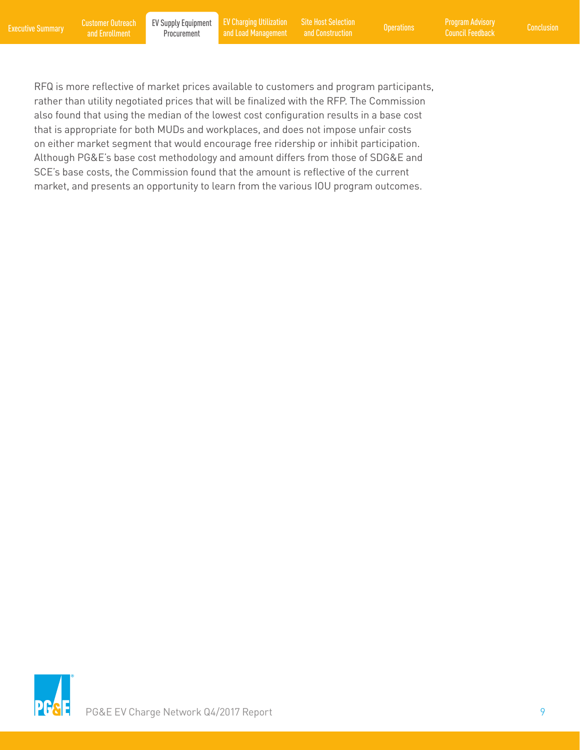RFQ is more reflective of market prices available to customers and program participants, rather than utility negotiated prices that will be finalized with the RFP. The Commission also found that using the median of the lowest cost configuration results in a base cost that is appropriate for both MUDs and workplaces, and does not impose unfair costs on either market segment that would encourage free ridership or inhibit participation. Although PG&E's base cost methodology and amount differs from those of SDG&E and SCE's base costs, the Commission found that the amount is reflective of the current market, and presents an opportunity to learn from the various IOU program outcomes.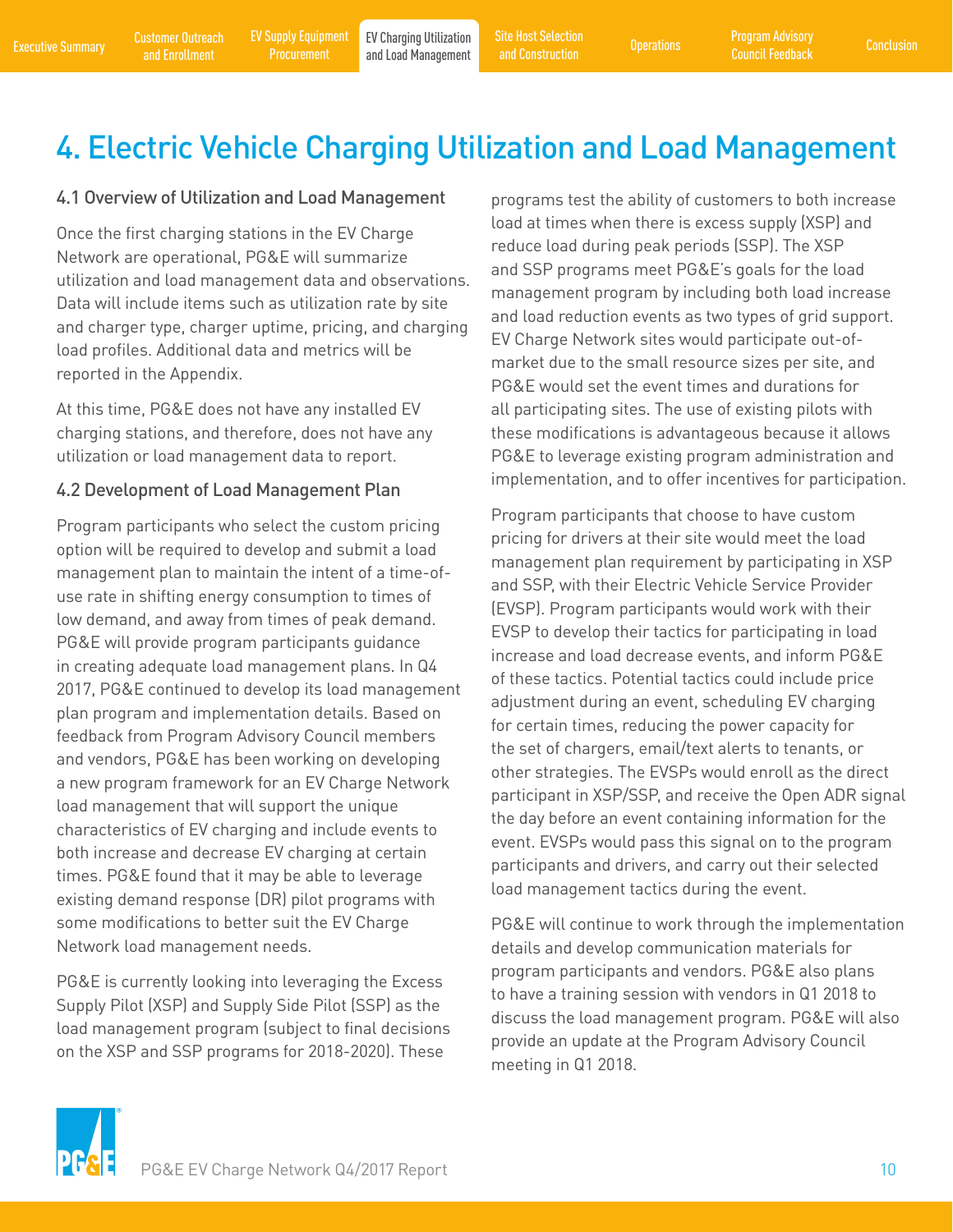# 4. Electric Vehicle Charging Utilization and Load Management

## 4.1 Overview of Utilization and Load Management

Once the first charging stations in the EV Charge Network are operational, PG&E will summarize utilization and load management data and observations. Data will include items such as utilization rate by site and charger type, charger uptime, pricing, and charging load profiles. Additional data and metrics will be reported in the Appendix.

At this time, PG&E does not have any installed EV charging stations, and therefore, does not have any utilization or load management data to report.

## 4.2 Development of Load Management Plan

Program participants who select the custom pricing option will be required to develop and submit a load management plan to maintain the intent of a time-of-use rate in shifting energy consumption to times of low demand, and away from times of peak demand. PG&E will provide program participants guidance in creating adequate load management plans. In Q4 2017, PG&E continued to develop its load management plan program and implementation details. Based on feedback from Program Advisory Council members and vendors, PG&E has been working on developing a new program framework for an EV Charge Network load management that will support the unique characteristics of EV charging and include events to both increase and decrease EV charging at certain times. PG&E found that it may be able to leverage existing demand response (DR) pilot programs with some modifications to better suit the EV Charge Network load management needs.

PG&E is currently looking into leveraging the Excess Supply Pilot (XSP) and Supply Side Pilot (SSP) as the load management program (subject to final decisions on the XSP and SSP programs for 2018-2020). These programs test the ability of customers to both increase load at times when there is excess supply (XSP) and reduce load during peak periods (SSP). The XSP and SSP programs meet PG&E's goals for the load management program by including both load increase and load reduction events as two types of grid support. EV Charge Network sites would participate out-of-market due to the small resource sizes per site, and PG&E would set the event times and durations for all participating sites. The use of existing pilots with these modifications is advantageous because it allows PG&E to leverage existing program administration and implementation, and to offer incentives for participation.

Program participants that choose to have custom pricing for drivers at their site would meet the load management plan requirement by participating in XSP and SSP, with their Electric Vehicle Service Provider (EVSP). Program participants would work with their EVSP to develop their tactics for participating in load increase and load decrease events, and inform PG&E of these tactics. Potential tactics could include price adjustment during an event, scheduling EV charging for certain times, reducing the power capacity for the set of chargers, email/text alerts to tenants, or other strategies. The EVSPs would enroll as the direct participant in XSP/SSP, and receive the Open ADR signal the day before an event containing information for the event. EVSPs would pass this signal on to the program participants and drivers, and carry out their selected load management tactics during the event.

PG&E will continue to work through the implementation details and develop communication materials for program participants and vendors. PG&E also plans to have a training session with vendors in Q1 2018 to discuss the load management program. PG&E will also provide an update at the Program Advisory Council meeting in Q1 2018.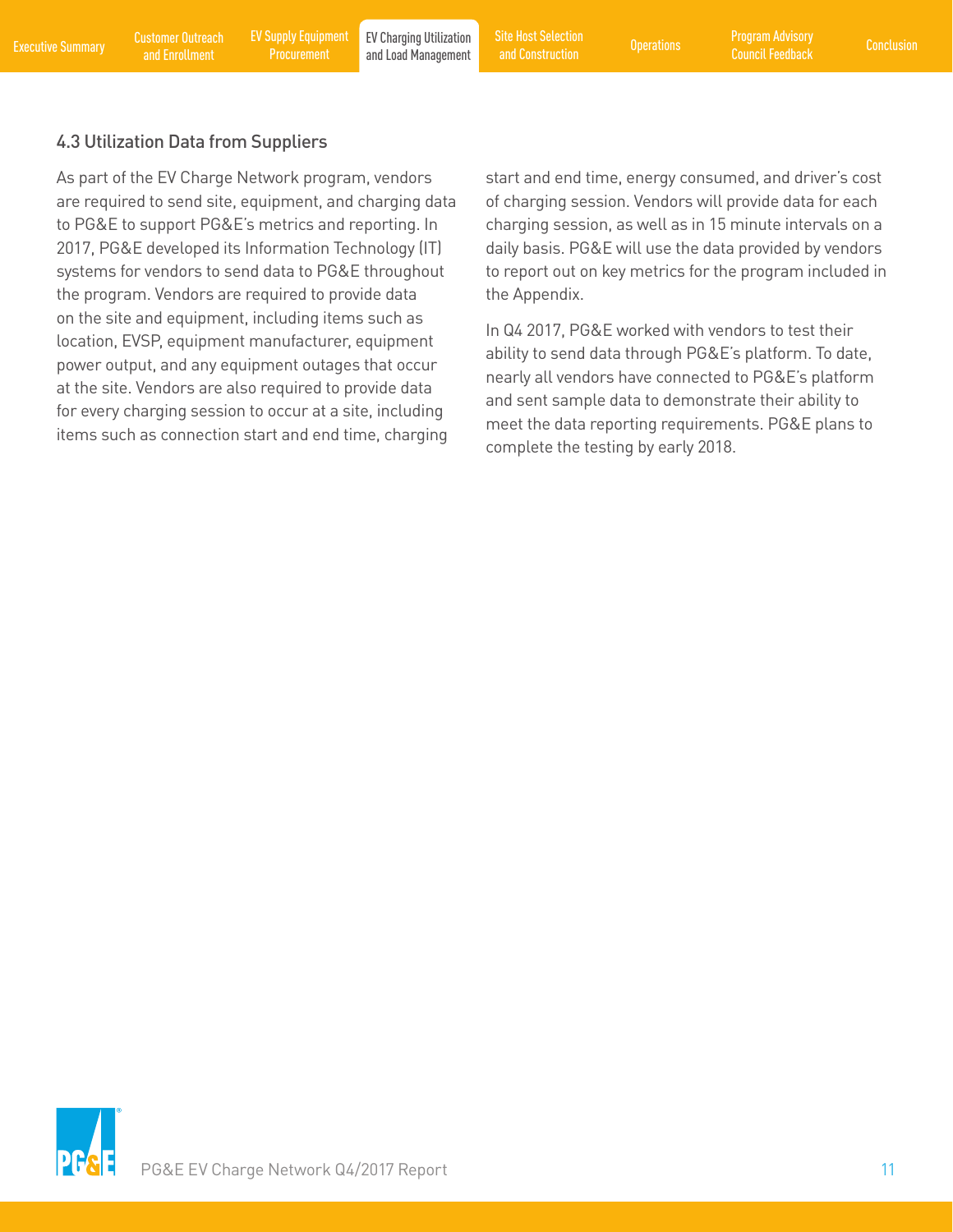### 4.3 Utilization Data from Suppliers

As part of the EV Charge Network program, vendors are required to send site, equipment, and charging data to PG&E to support PG&E's metrics and reporting. In 2017, PG&E developed its Information Technology (IT) systems for vendors to send data to PG&E throughout the program. Vendors are required to provide data on the site and equipment, including items such as location, EVSP, equipment manufacturer, equipment power output, and any equipment outages that occur at the site. Vendors are also required to provide data for every charging session to occur at a site, including items such as connection start and end time, charging start and end time, energy consumed, and driver's cost of charging session. Vendors will provide data for each charging session, as well as in 15 minute intervals on a daily basis. PG&E will use the data provided by vendors to report out on key metrics for the program included in the Appendix.

In Q4 2017, PG&E worked with vendors to test their ability to send data through PG&E's platform. To date, nearly all vendors have connected to PG&E's platform and sent sample data to demonstrate their ability to meet the data reporting requirements. PG&E plans to complete the testing by early 2018.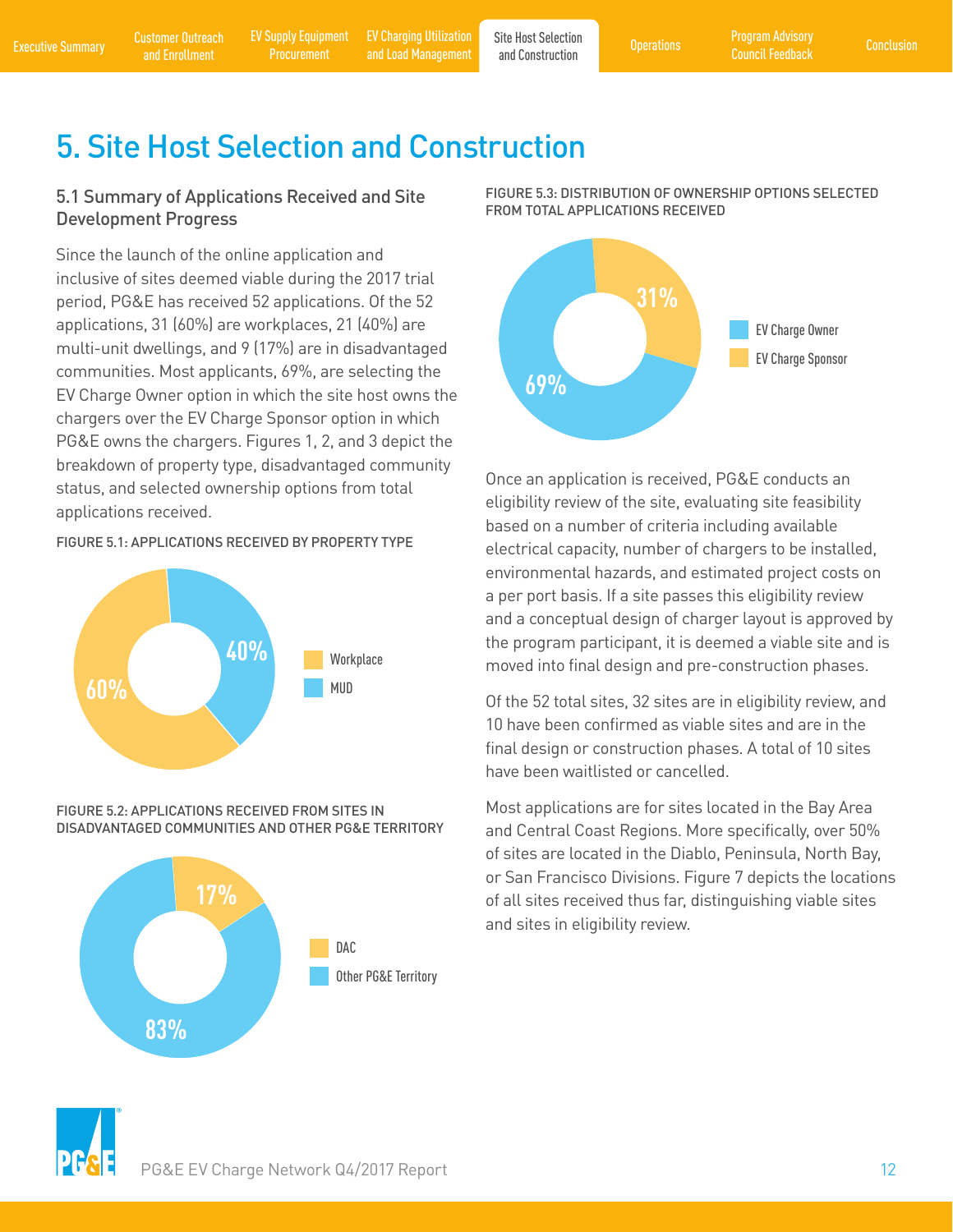# 5. Site Host Selection and Construction

## 5.1 Summary of Applications Received and Site Development Progress

Since the launch of the online application and inclusive of sites deemed viable during the 2017 trial period, PG&E has received 52 applications. Of the 52 applications, 31 (60%) are workplaces, 21 (40%) are multi-unit dwellings, and 9 (17%) are in disadvantaged communities. Most applicants, 69%, are selecting the EV Charge Owner option in which the site host owns the chargers over the EV Charge Sponsor option in which PG&E owns the chargers. Figures 1, 2, and 3 depict the breakdown of property type, disadvantaged community status, and selected ownership options from total applications received.

FIGURE 5.1: APPLICATIONS RECEIVED BY PROPERTY TYPE

| Property Type | Share |
|---|---|
| Workplace | 60% |
| MUD | 40% |

FIGURE 5.2: APPLICATIONS RECEIVED FROM SITES IN DISADVANTAGED COMMUNITIES AND OTHER PG&E TERRITORY

| Location | Share |
|---|---|
| DAC | 17% |
| Other PG&E Territory | 83% |

FIGURE 5.3: DISTRIBUTION OF OWNERSHIP OPTIONS SELECTED FROM TOTAL APPLICATIONS RECEIVED

| Ownership Option | Share |
|---|---|
| EV Charge Owner | 69% |
| EV Charge Sponsor | 31% |

Once an application is received, PG&E conducts an eligibility review of the site, evaluating site feasibility based on a number of criteria including available electrical capacity, number of chargers to be installed, environmental hazards, and estimated project costs on a per port basis. If a site passes this eligibility review and a conceptual design of charger layout is approved by the program participant, it is deemed a viable site and is moved into final design and pre-construction phases.

Of the 52 total sites, 32 sites are in eligibility review, and 10 have been confirmed as viable sites and are in the final design or construction phases. A total of 10 sites have been waitlisted or cancelled.

Most applications are for sites located in the Bay Area and Central Coast Regions. More specifically, over 50% of sites are located in the Diablo, Peninsula, North Bay, or San Francisco Divisions. Figure 7 depicts the locations of all sites received thus far, distinguishing viable sites and sites in eligibility review.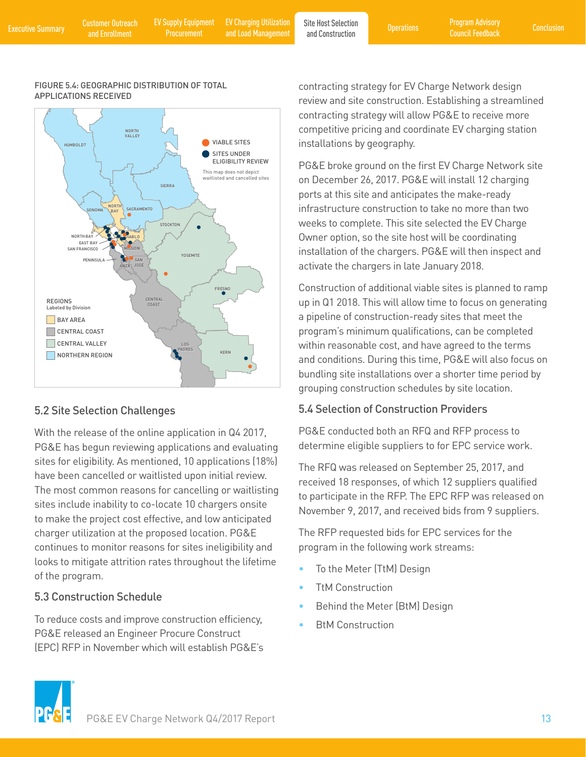FIGURE 5.4: GEOGRAPHIC DISTRIBUTION OF TOTAL APPLICATIONS RECEIVED

## 5.2 Site Selection Challenges

With the release of the online application in Q4 2017, PG&E has begun reviewing applications and evaluating sites for eligibility. As mentioned, 10 applications (18%) have been cancelled or waitlisted upon initial review. The most common reasons for cancelling or waitlisting sites include inability to co-locate 10 chargers onsite to make the project cost effective, and low anticipated charger utilization at the proposed location. PG&E continues to monitor reasons for sites ineligibility and looks to mitigate attrition rates throughout the lifetime of the program.

## 5.3 Construction Schedule

To reduce costs and improve construction efficiency, PG&E released an Engineer Procure Construct (EPC) RFP in November which will establish PG&E's contracting strategy for EV Charge Network design review and site construction. Establishing a streamlined contracting strategy will allow PG&E to receive more competitive pricing and coordinate EV charging station installations by geography.

PG&E broke ground on the first EV Charge Network site on December 26, 2017. PG&E will install 12 charging ports at this site and anticipates the make-ready infrastructure construction to take no more than two weeks to complete. This site selected the EV Charge Owner option, so the site host will be coordinating installation of the chargers. PG&E will then inspect and activate the chargers in late January 2018.

Construction of additional viable sites is planned to ramp up in Q1 2018. This will allow time to focus on generating a pipeline of construction-ready sites that meet the program's minimum qualifications, can be completed within reasonable cost, and have agreed to the terms and conditions. During this time, PG&E will also focus on bundling site installations over a shorter time period by grouping construction schedules by site location.

## 5.4 Selection of Construction Providers

PG&E conducted both an RFQ and RFP process to determine eligible suppliers to for EPC service work.

The RFQ was released on September 25, 2017, and received 18 responses, of which 12 suppliers qualified to participate in the RFP. The EPC RFP was released on November 9, 2017, and received bids from 9 suppliers.

The RFP requested bids for EPC services for the program in the following work streams:

- To the Meter (TtM) Design
- TtM Construction
- Behind the Meter (BtM) Design
- BtM Construction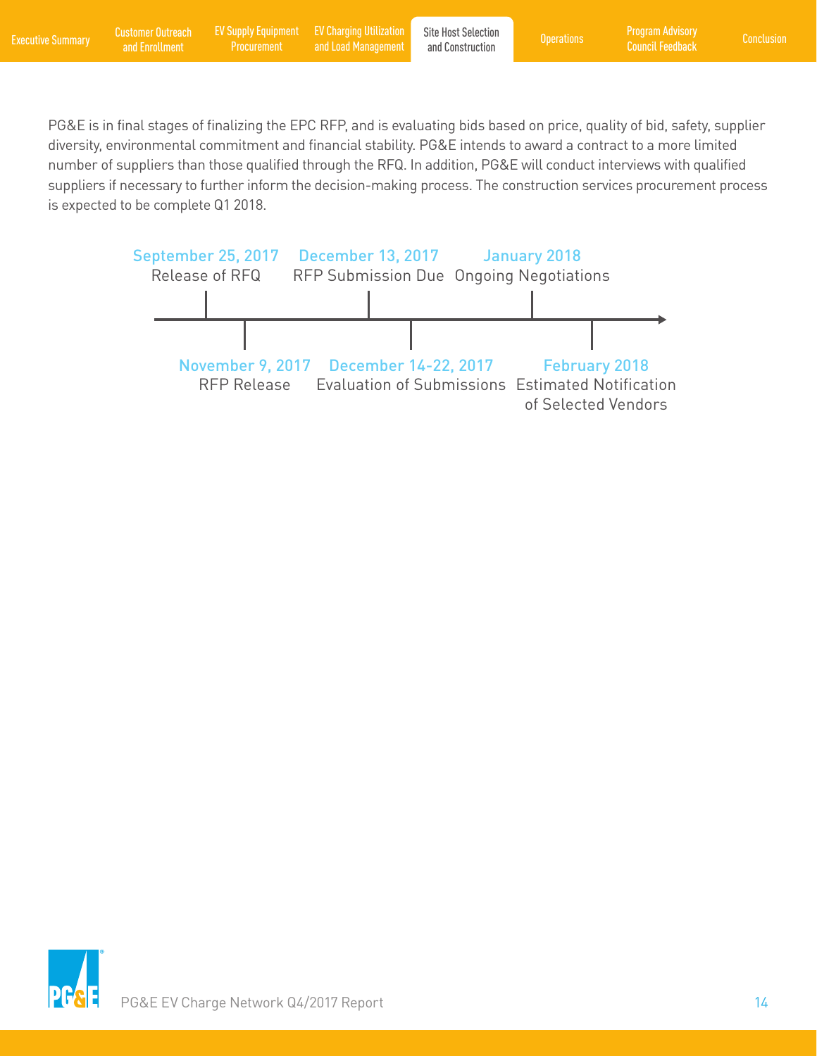PG&E is in final stages of finalizing the EPC RFP, and is evaluating bids based on price, quality of bid, safety, supplier diversity, environmental commitment and financial stability. PG&E intends to award a contract to a more limited number of suppliers than those qualified through the RFQ. In addition, PG&E will conduct interviews with qualified suppliers if necessary to further inform the decision-making process. The construction services procurement process is expected to be complete Q1 2018.

- **September 25, 2017** — Release of RFQ
- **November 9, 2017** — RFP Release
- **December 13, 2017** — RFP Submission Due
- **December 14-22, 2017** — Evaluation of Submissions
- **January 2018** — Ongoing Negotiations
- **February 2018** — Estimated Notification of Selected Vendors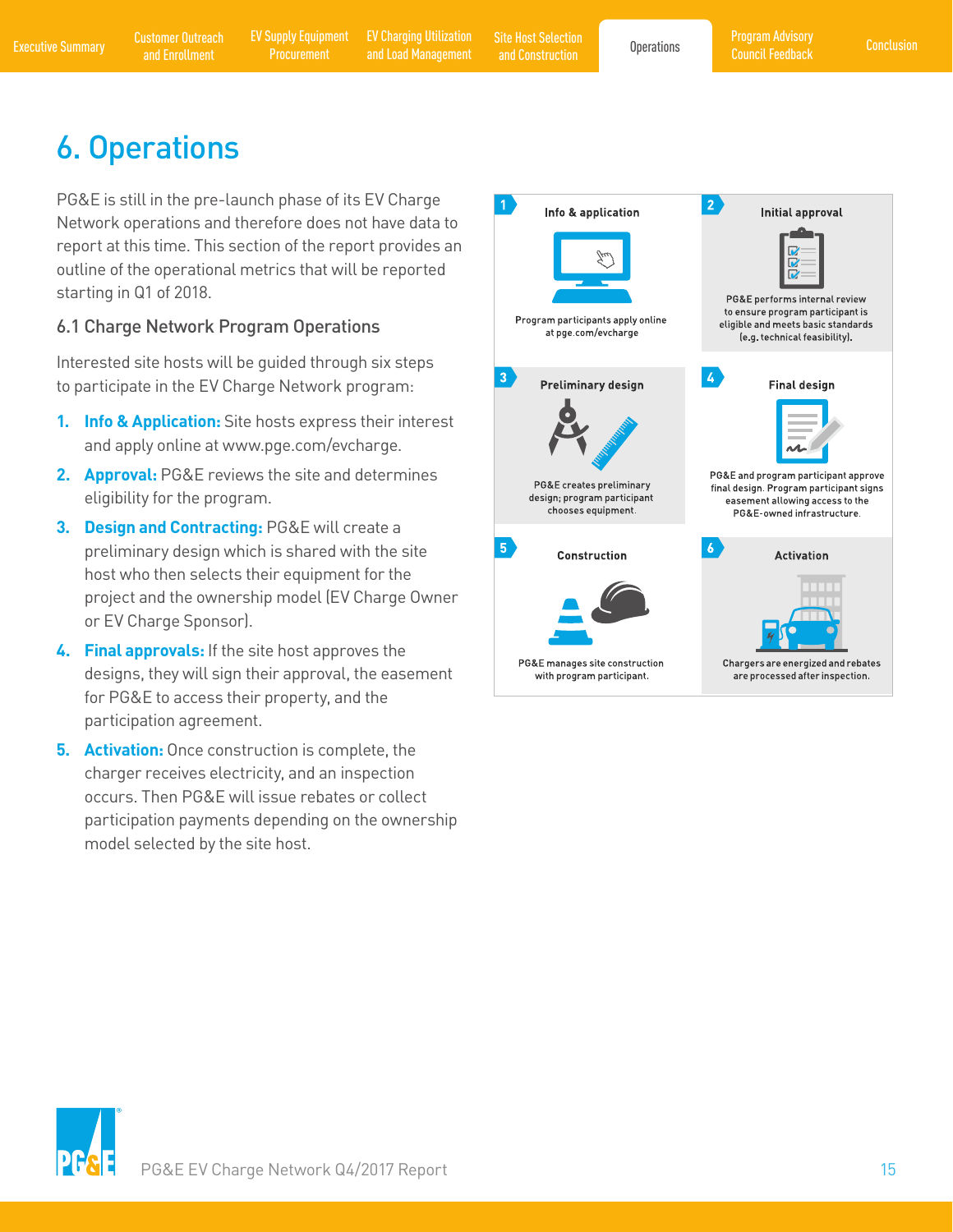# 6. Operations

PG&E is still in the pre-launch phase of its EV Charge Network operations and therefore does not have data to report at this time. This section of the report provides an outline of the operational metrics that will be reported starting in Q1 of 2018.

## 6.1 Charge Network Program Operations

Interested site hosts will be guided through six steps to participate in the EV Charge Network program:

1. **Info & Application:** Site hosts express their interest and apply online at www.pge.com/evcharge.
2. **Approval:** PG&E reviews the site and determines eligibility for the program.
3. **Design and Contracting:** PG&E will create a preliminary design which is shared with the site host who then selects their equipment for the project and the ownership model (EV Charge Owner or EV Charge Sponsor).
4. **Final approvals:** If the site host approves the designs, they will sign their approval, the easement for PG&E to access their property, and the participation agreement.
5. **Activation:** Once construction is complete, the charger receives electricity, and an inspection occurs. Then PG&E will issue rebates or collect participation payments depending on the ownership model selected by the site host.

**1 Info & application**
Program participants apply online at pge.com/evcharge

**2 Initial approval**
PG&E performs internal review to ensure program participant is eligible and meets basic standards (e.g. technical feasibility).

**3 Preliminary design**
PG&E creates preliminary design; program participant chooses equipment.

**4 Final design**
PG&E and program participant approve final design. Program participant signs easement allowing access to the PG&E-owned infrastructure.

**5 Construction**
PG&E manages site construction with program participant.

**6 Activation**
Chargers are energized and rebates are processed after inspection.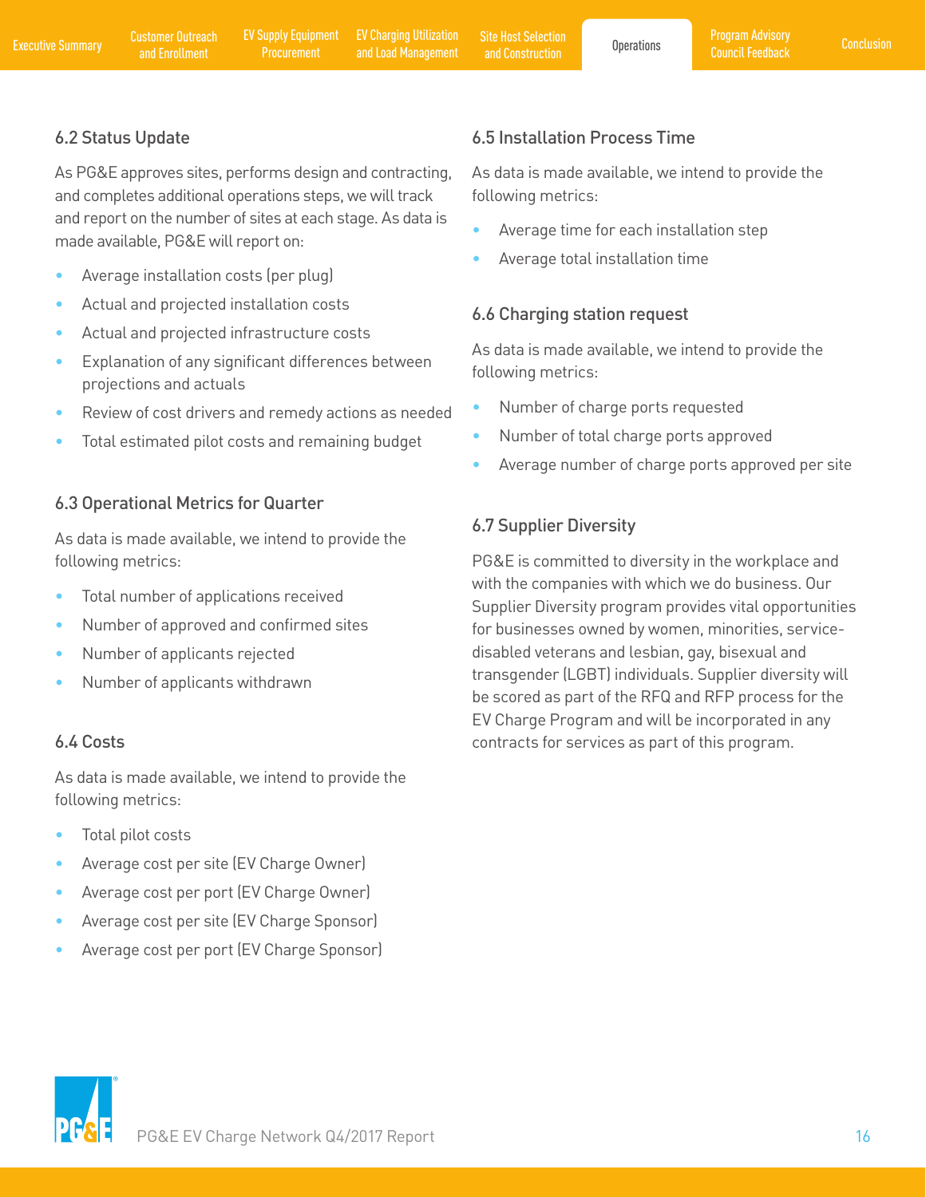## 6.2 Status Update

As PG&E approves sites, performs design and contracting, and completes additional operations steps, we will track and report on the number of sites at each stage. As data is made available, PG&E will report on:

- Average installation costs (per plug)
- Actual and projected installation costs
- Actual and projected infrastructure costs
- Explanation of any significant differences between projections and actuals
- Review of cost drivers and remedy actions as needed
- Total estimated pilot costs and remaining budget

## 6.3 Operational Metrics for Quarter

As data is made available, we intend to provide the following metrics:

- Total number of applications received
- Number of approved and confirmed sites
- Number of applicants rejected
- Number of applicants withdrawn

## 6.4 Costs

As data is made available, we intend to provide the following metrics:

- Total pilot costs
- Average cost per site (EV Charge Owner)
- Average cost per port (EV Charge Owner)
- Average cost per site (EV Charge Sponsor)
- Average cost per port (EV Charge Sponsor)

## 6.5 Installation Process Time

As data is made available, we intend to provide the following metrics:

- Average time for each installation step
- Average total installation time

## 6.6 Charging station request

As data is made available, we intend to provide the following metrics:

- Number of charge ports requested
- Number of total charge ports approved
- Average number of charge ports approved per site

## 6.7 Supplier Diversity

PG&E is committed to diversity in the workplace and with the companies with which we do business. Our Supplier Diversity program provides vital opportunities for businesses owned by women, minorities, service-disabled veterans and lesbian, gay, bisexual and transgender (LGBT) individuals. Supplier diversity will be scored as part of the RFQ and RFP process for the EV Charge Program and will be incorporated in any contracts for services as part of this program.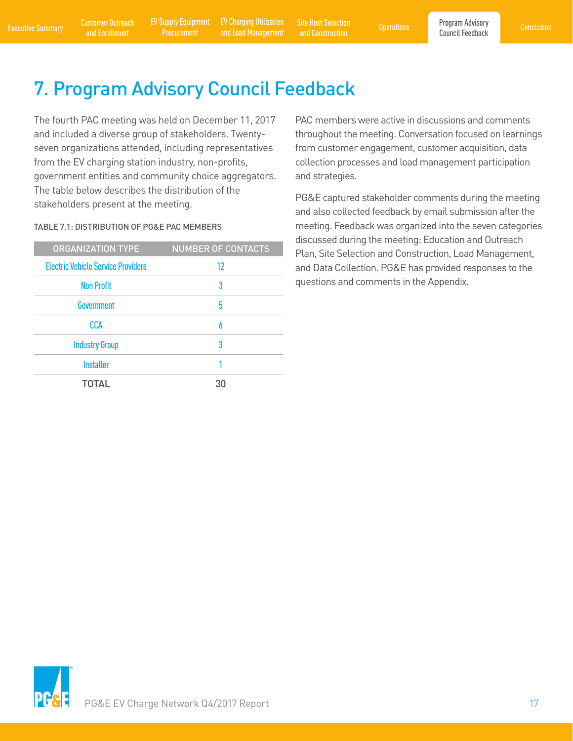# 7. Program Advisory Council Feedback

The fourth PAC meeting was held on December 11, 2017 and included a diverse group of stakeholders. Twenty-seven organizations attended, including representatives from the EV charging station industry, non-profits, government entities and community choice aggregators. The table below describes the distribution of the stakeholders present at the meeting.

TABLE 7.1: DISTRIBUTION OF PG&E PAC MEMBERS

| ORGANIZATION TYPE | NUMBER OF CONTACTS |
|---|---|
| Electric Vehicle Service Providers | 12 |
| Non Profit | 3 |
| Government | 5 |
| CCA | 6 |
| Industry Group | 3 |
| Installer | 1 |
| TOTAL | 30 |

PAC members were active in discussions and comments throughout the meeting. Conversation focused on learnings from customer engagement, customer acquisition, data collection processes and load management participation and strategies.

PG&E captured stakeholder comments during the meeting and also collected feedback by email submission after the meeting. Feedback was organized into the seven categories discussed during the meeting: Education and Outreach Plan, Site Selection and Construction, Load Management, and Data Collection. PG&E has provided responses to the questions and comments in the Appendix.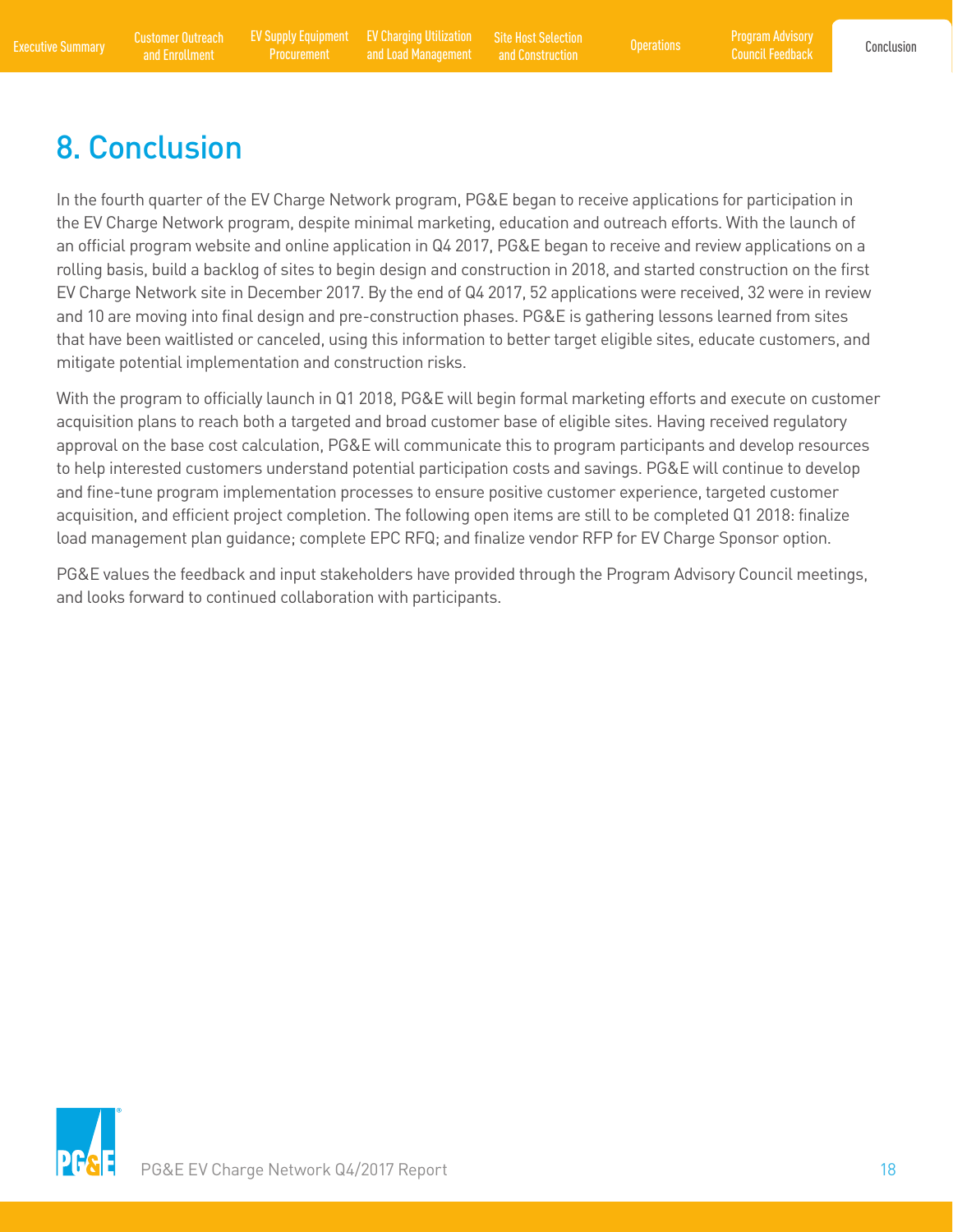# 8. Conclusion

In the fourth quarter of the EV Charge Network program, PG&E began to receive applications for participation in the EV Charge Network program, despite minimal marketing, education and outreach efforts. With the launch of an official program website and online application in Q4 2017, PG&E began to receive and review applications on a rolling basis, build a backlog of sites to begin design and construction in 2018, and started construction on the first EV Charge Network site in December 2017. By the end of Q4 2017, 52 applications were received, 32 were in review and 10 are moving into final design and pre-construction phases. PG&E is gathering lessons learned from sites that have been waitlisted or canceled, using this information to better target eligible sites, educate customers, and mitigate potential implementation and construction risks.

With the program to officially launch in Q1 2018, PG&E will begin formal marketing efforts and execute on customer acquisition plans to reach both a targeted and broad customer base of eligible sites. Having received regulatory approval on the base cost calculation, PG&E will communicate this to program participants and develop resources to help interested customers understand potential participation costs and savings. PG&E will continue to develop and fine-tune program implementation processes to ensure positive customer experience, targeted customer acquisition, and efficient project completion. The following open items are still to be completed Q1 2018: finalize load management plan guidance; complete EPC RFQ; and finalize vendor RFP for EV Charge Sponsor option.

PG&E values the feedback and input stakeholders have provided through the Program Advisory Council meetings, and looks forward to continued collaboration with participants.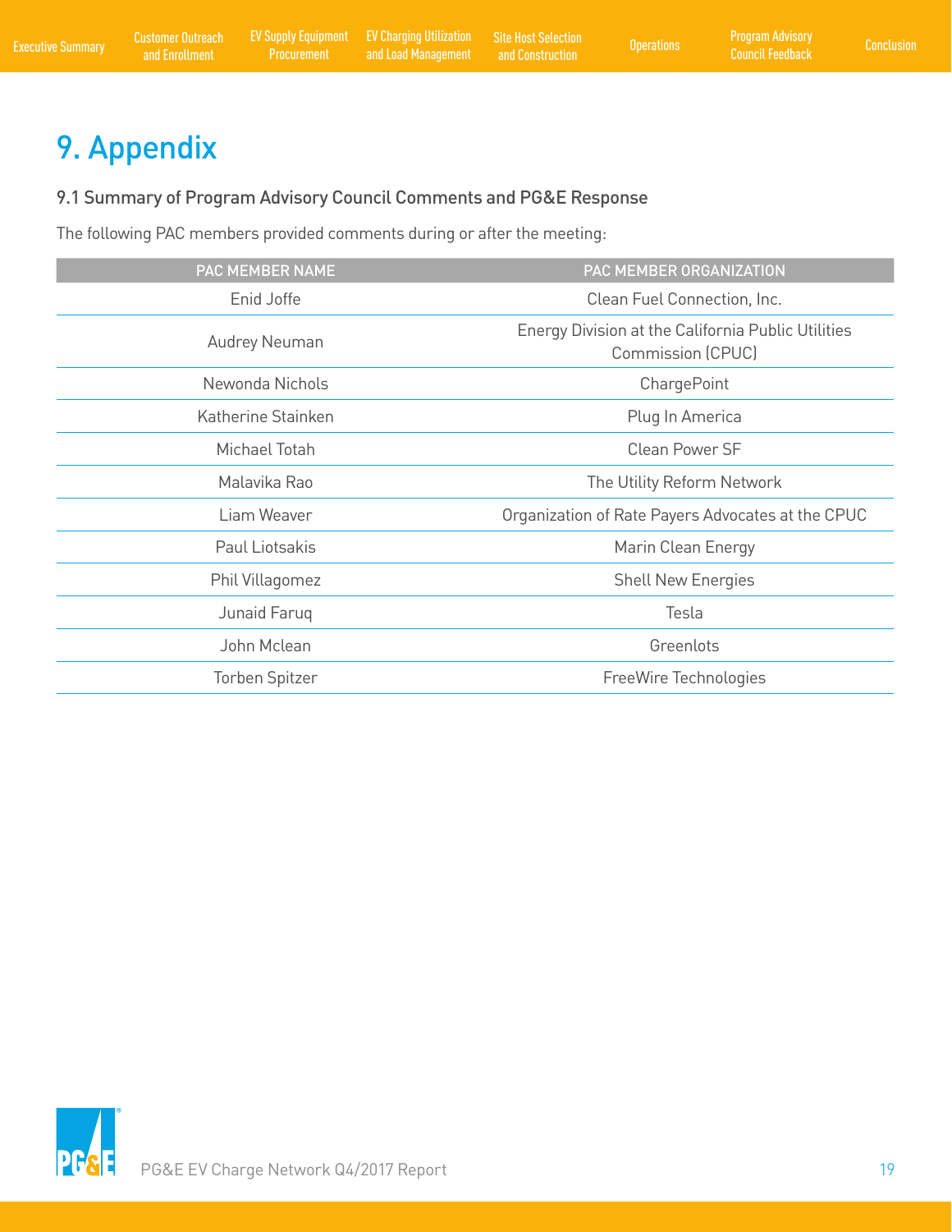# 9. Appendix

## 9.1 Summary of Program Advisory Council Comments and PG&E Response

The following PAC members provided comments during or after the meeting:

| PAC MEMBER NAME | PAC MEMBER ORGANIZATION |
|---|---|
| Enid Joffe | Clean Fuel Connection, Inc. |
| Audrey Neuman | Energy Division at the California Public Utilities Commission (CPUC) |
| Newonda Nichols | ChargePoint |
| Katherine Stainken | Plug In America |
| Michael Totah | Clean Power SF |
| Malavika Rao | The Utility Reform Network |
| Liam Weaver | Organization of Rate Payers Advocates at the CPUC |
| Paul Liotsakis | Marin Clean Energy |
| Phil Villagomez | Shell New Energies |
| Junaid Faruq | Tesla |
| John Mclean | Greenlots |
| Torben Spitzer | FreeWire Technologies |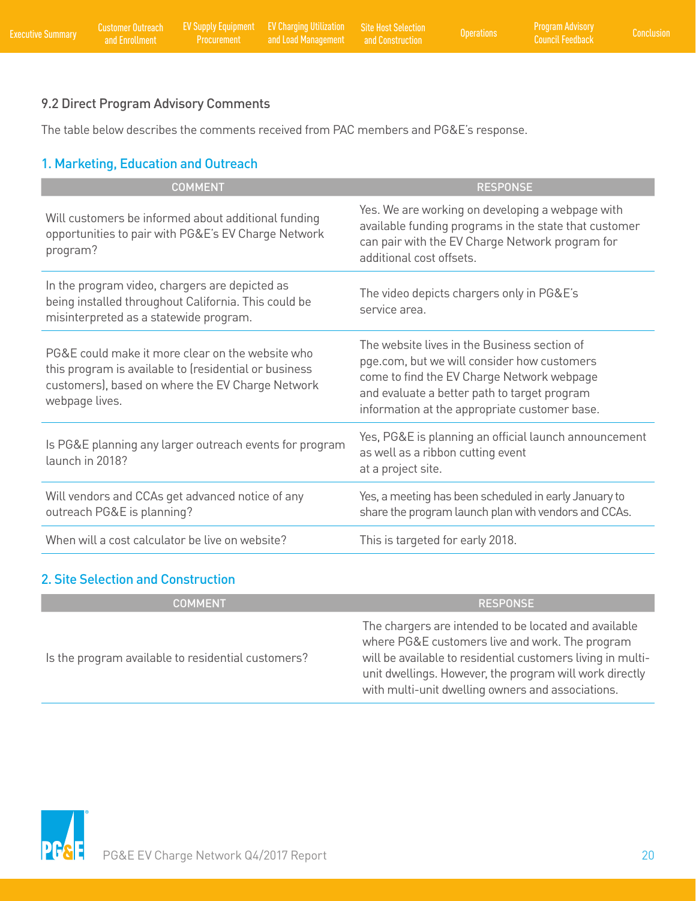## 9.2 Direct Program Advisory Comments

The table below describes the comments received from PAC members and PG&E's response.

### 1. Marketing, Education and Outreach

| COMMENT | RESPONSE |
|---|---|
| Will customers be informed about additional funding opportunities to pair with PG&E's EV Charge Network program? | Yes. We are working on developing a webpage with available funding programs in the state that customer can pair with the EV Charge Network program for additional cost offsets. |
| In the program video, chargers are depicted as being installed throughout California. This could be misinterpreted as a statewide program. | The video depicts chargers only in PG&E's service area. |
| PG&E could make it more clear on the website who this program is available to (residential or business customers), based on where the EV Charge Network webpage lives. | The website lives in the Business section of pge.com, but we will consider how customers come to find the EV Charge Network webpage and evaluate a better path to target program information at the appropriate customer base. |
| Is PG&E planning any larger outreach events for program launch in 2018? | Yes, PG&E is planning an official launch announcement as well as a ribbon cutting event at a project site. |
| Will vendors and CCAs get advanced notice of any outreach PG&E is planning? | Yes, a meeting has been scheduled in early January to share the program launch plan with vendors and CCAs. |
| When will a cost calculator be live on website? | This is targeted for early 2018. |

### 2. Site Selection and Construction

| COMMENT | RESPONSE |
|---|---|
| Is the program available to residential customers? | The chargers are intended to be located and available where PG&E customers live and work. The program will be available to residential customers living in multi-unit dwellings. However, the program will work directly with multi-unit dwelling owners and associations. |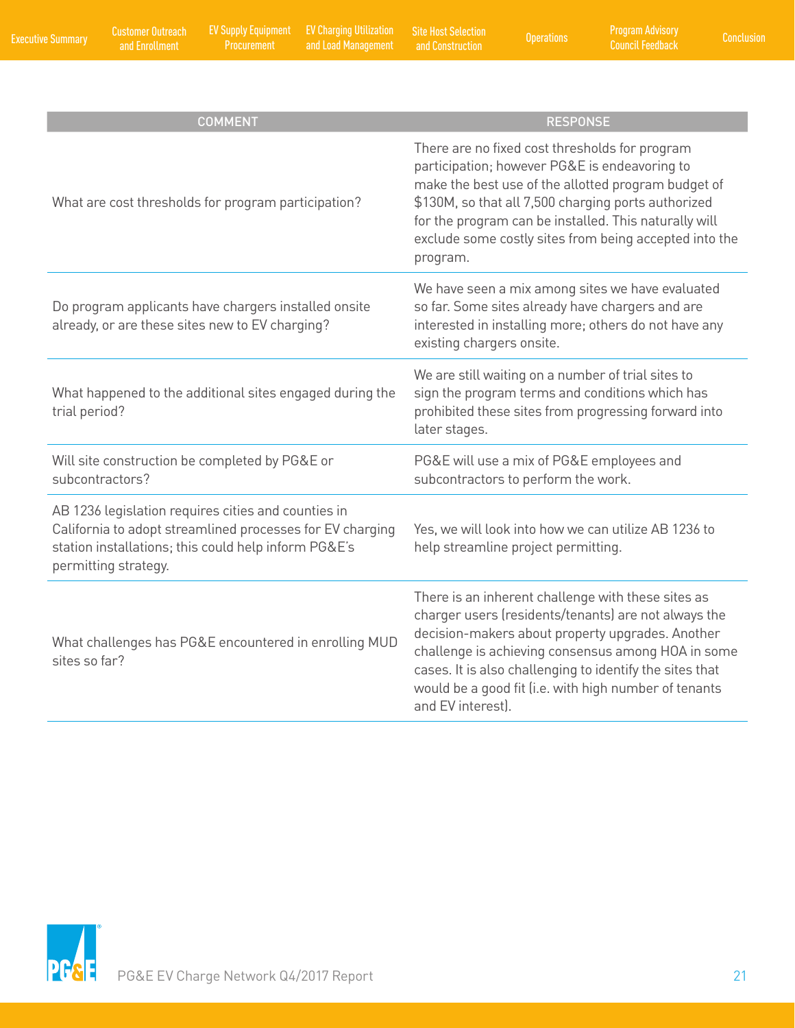| COMMENT | RESPONSE |
|---|---|
| What are cost thresholds for program participation? | There are no fixed cost thresholds for program participation; however PG&E is endeavoring to make the best use of the allotted program budget of $130M, so that all 7,500 charging ports authorized for the program can be installed. This naturally will exclude some costly sites from being accepted into the program. |
| Do program applicants have chargers installed onsite already, or are these sites new to EV charging? | We have seen a mix among sites we have evaluated so far. Some sites already have chargers and are interested in installing more; others do not have any existing chargers onsite. |
| What happened to the additional sites engaged during the trial period? | We are still waiting on a number of trial sites to sign the program terms and conditions which has prohibited these sites from progressing forward into later stages. |
| Will site construction be completed by PG&E or subcontractors? | PG&E will use a mix of PG&E employees and subcontractors to perform the work. |
| AB 1236 legislation requires cities and counties in California to adopt streamlined processes for EV charging station installations; this could help inform PG&E's permitting strategy. | Yes, we will look into how we can utilize AB 1236 to help streamline project permitting. |
| What challenges has PG&E encountered in enrolling MUD sites so far? | There is an inherent challenge with these sites as charger users (residents/tenants) are not always the decision-makers about property upgrades. Another challenge is achieving consensus among HOA in some cases. It is also challenging to identify the sites that would be a good fit (i.e. with high number of tenants and EV interest). |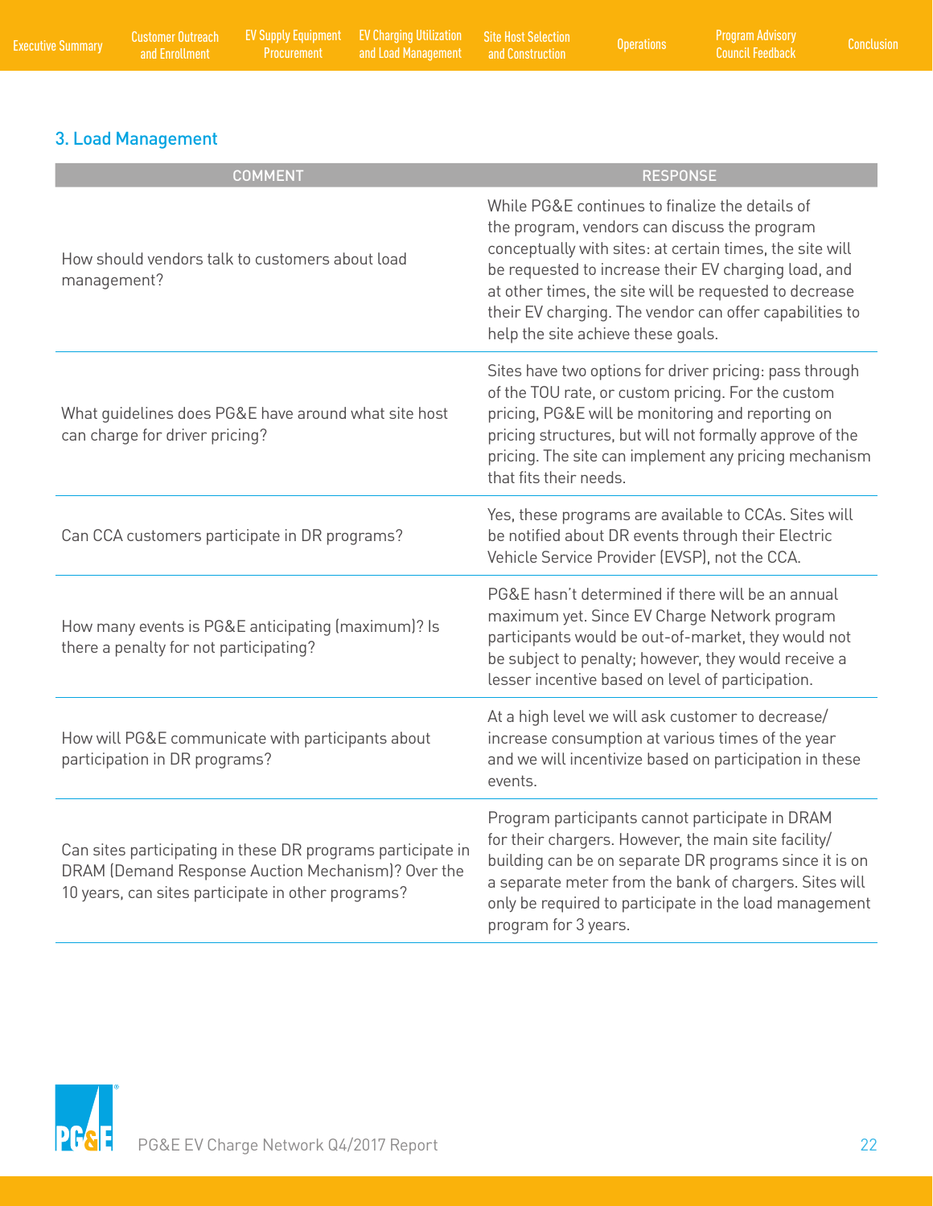## 3. Load Management

| COMMENT | RESPONSE |
|---|---|
| How should vendors talk to customers about load management? | While PG&E continues to finalize the details of the program, vendors can discuss the program conceptually with sites: at certain times, the site will be requested to increase their EV charging load, and at other times, the site will be requested to decrease their EV charging. The vendor can offer capabilities to help the site achieve these goals. |
| What guidelines does PG&E have around what site host can charge for driver pricing? | Sites have two options for driver pricing: pass through of the TOU rate, or custom pricing. For the custom pricing, PG&E will be monitoring and reporting on pricing structures, but will not formally approve of the pricing. The site can implement any pricing mechanism that fits their needs. |
| Can CCA customers participate in DR programs? | Yes, these programs are available to CCAs. Sites will be notified about DR events through their Electric Vehicle Service Provider (EVSP), not the CCA. |
| How many events is PG&E anticipating (maximum)? Is there a penalty for not participating? | PG&E hasn't determined if there will be an annual maximum yet. Since EV Charge Network program participants would be out-of-market, they would not be subject to penalty; however, they would receive a lesser incentive based on level of participation. |
| How will PG&E communicate with participants about participation in DR programs? | At a high level we will ask customer to decrease/increase consumption at various times of the year and we will incentivize based on participation in these events. |
| Can sites participating in these DR programs participate in DRAM (Demand Response Auction Mechanism)? Over the 10 years, can sites participate in other programs? | Program participants cannot participate in DRAM for their chargers. However, the main site facility/building can be on separate DR programs since it is on a separate meter from the bank of chargers. Sites will only be required to participate in the load management program for 3 years. |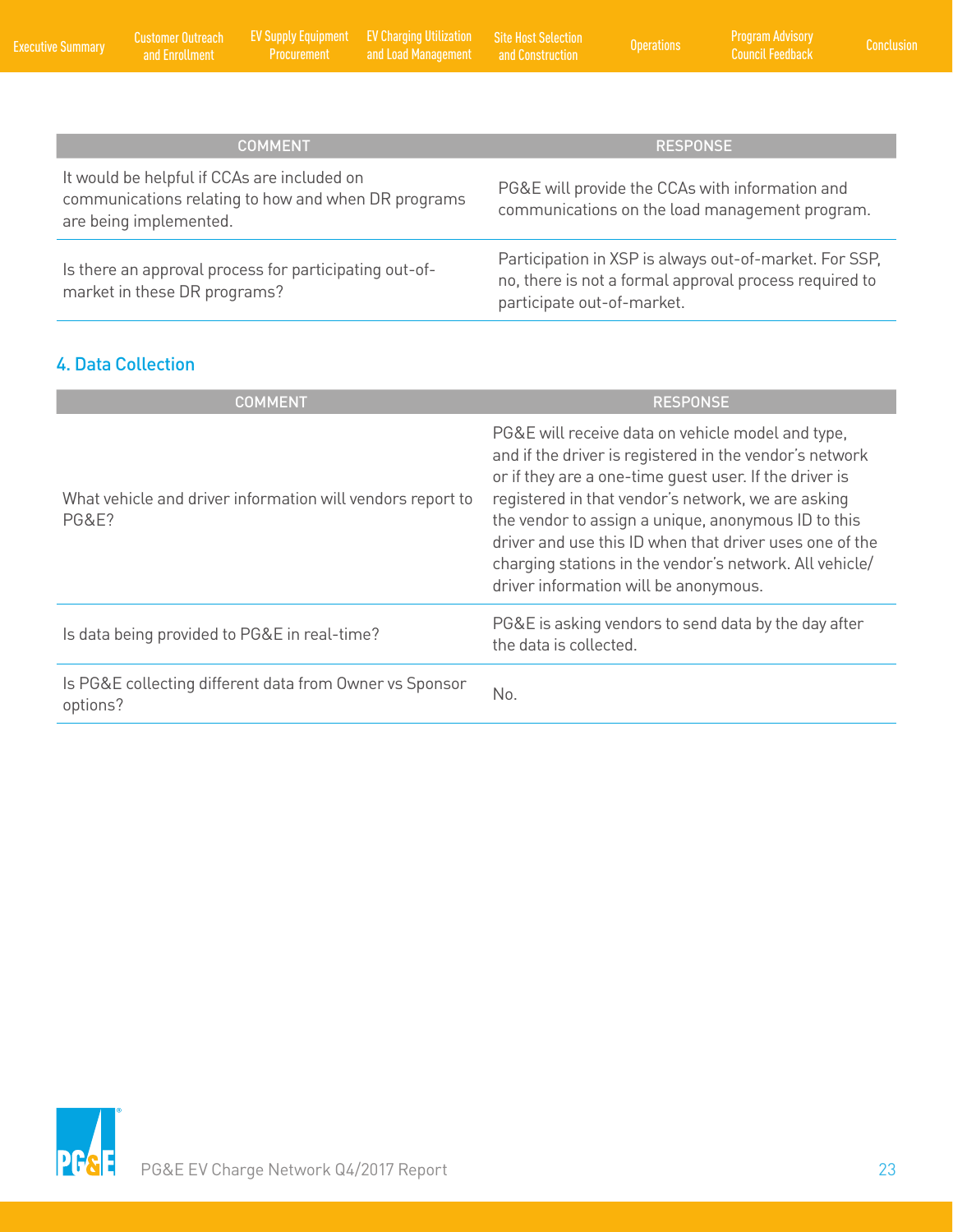| COMMENT | RESPONSE |
|---|---|
| It would be helpful if CCAs are included on communications relating to how and when DR programs are being implemented. | PG&E will provide the CCAs with information and communications on the load management program. |
| Is there an approval process for participating out-of-market in these DR programs? | Participation in XSP is always out-of-market. For SSP, no, there is not a formal approval process required to participate out-of-market. |

## 4. Data Collection

| COMMENT | RESPONSE |
|---|---|
| What vehicle and driver information will vendors report to PG&E? | PG&E will receive data on vehicle model and type, and if the driver is registered in the vendor's network or if they are a one-time guest user. If the driver is registered in that vendor's network, we are asking the vendor to assign a unique, anonymous ID to this driver and use this ID when that driver uses one of the charging stations in the vendor's network. All vehicle/driver information will be anonymous. |
| Is data being provided to PG&E in real-time? | PG&E is asking vendors to send data by the day after the data is collected. |
| Is PG&E collecting different data from Owner vs Sponsor options? | No. |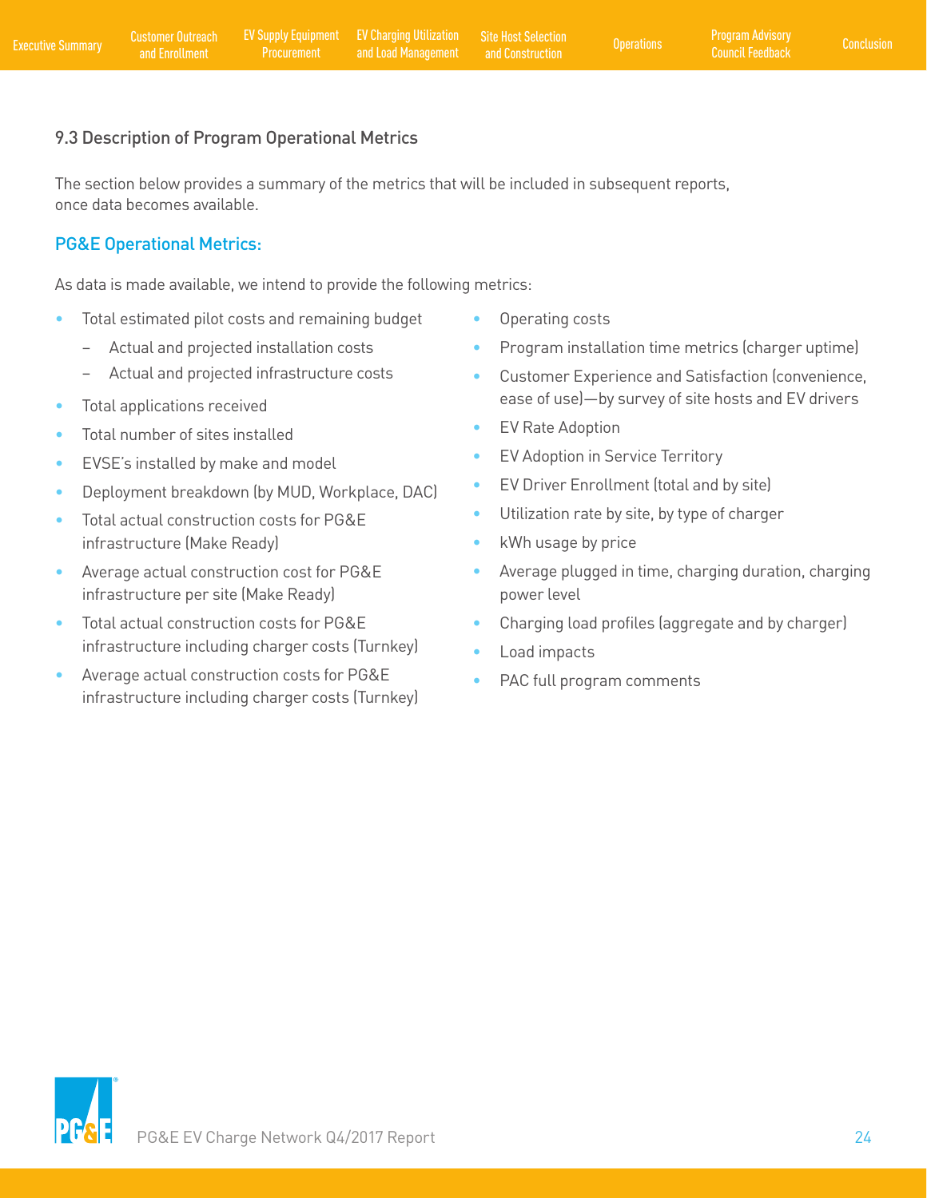### 9.3 Description of Program Operational Metrics

The section below provides a summary of the metrics that will be included in subsequent reports, once data becomes available.

#### PG&E Operational Metrics:

As data is made available, we intend to provide the following metrics:

- Total estimated pilot costs and remaining budget
  - Actual and projected installation costs
  - Actual and projected infrastructure costs
- Total applications received
- Total number of sites installed
- EVSE's installed by make and model
- Deployment breakdown (by MUD, Workplace, DAC)
- Total actual construction costs for PG&E infrastructure (Make Ready)
- Average actual construction cost for PG&E infrastructure per site (Make Ready)
- Total actual construction costs for PG&E infrastructure including charger costs (Turnkey)
- Average actual construction costs for PG&E infrastructure including charger costs (Turnkey)
- Operating costs
- Program installation time metrics (charger uptime)
- Customer Experience and Satisfaction (convenience, ease of use)—by survey of site hosts and EV drivers
- EV Rate Adoption
- EV Adoption in Service Territory
- EV Driver Enrollment (total and by site)
- Utilization rate by site, by type of charger
- kWh usage by price
- Average plugged in time, charging duration, charging power level
- Charging load profiles (aggregate and by charger)
- Load impacts
- PAC full program comments